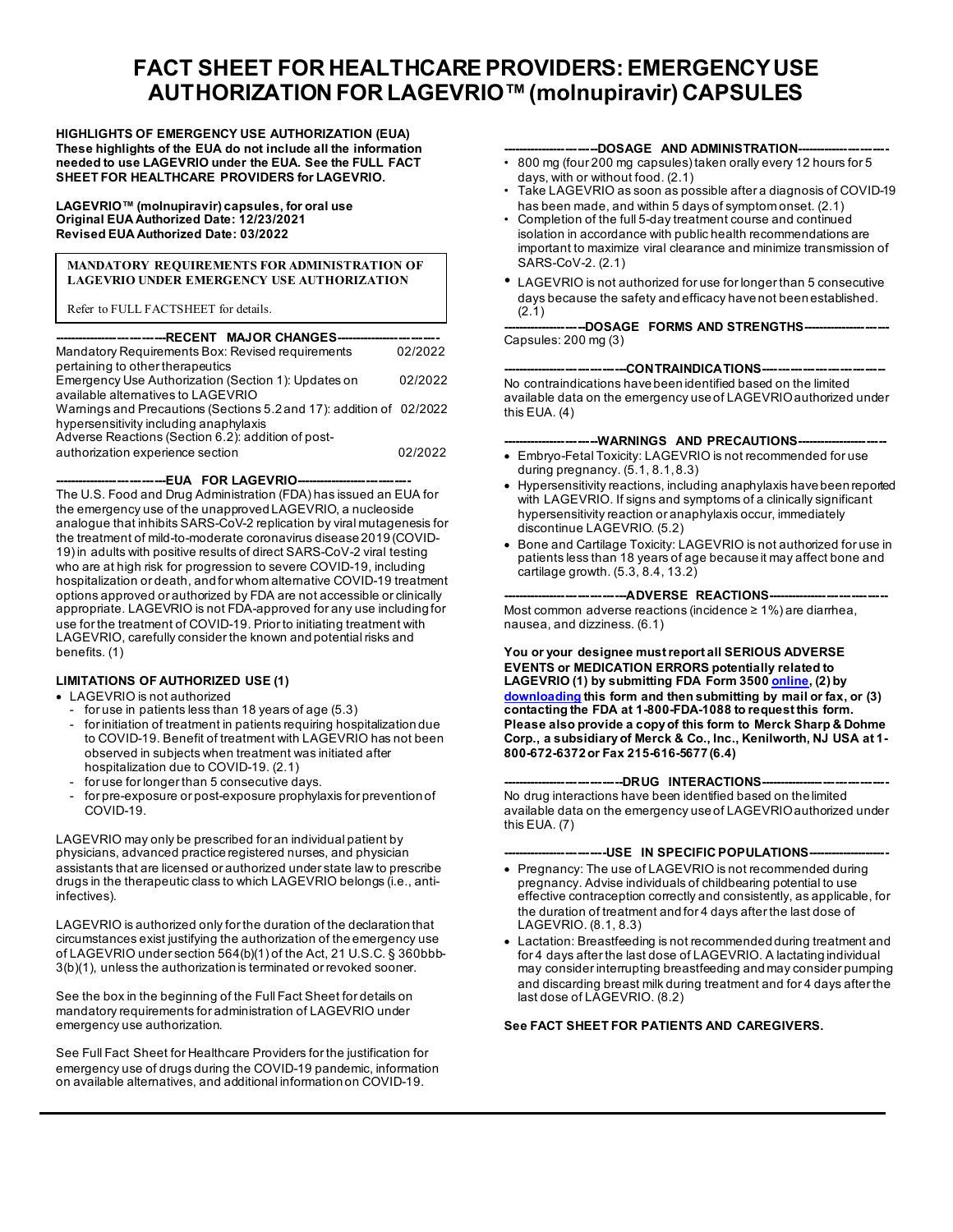# FACT SHEET FOR HEALTHCARE PROVIDERS: EMERGENCY USE AUTHORIZATION FOR LAGEVRIO™ (molnupiravir) CAPSULES

**HIGHLIGHTS OF EMERGENCY USE AUTHORIZATION (EUA)**
**These highlights of the EUA do not include all the information needed to use LAGEVRIO under the EUA. See the FULL FACT SHEET FOR HEALTHCARE PROVIDERS for LAGEVRIO.**

**LAGEVRIO™ (molnupiravir) capsules, for oral use**
**Original EUA Authorized Date: 12/23/2021**
**Revised EUA Authorized Date: 03/2022**

> **MANDATORY REQUIREMENTS FOR ADMINISTRATION OF LAGEVRIO UNDER EMERGENCY USE AUTHORIZATION**
>
> Refer to FULL FACTSHEET for details.

**----------------------------RECENT MAJOR CHANGES----------------------------**

| | |
|---|---|
| Mandatory Requirements Box: Revised requirements pertaining to other therapeutics | 02/2022 |
| Emergency Use Authorization (Section 1): Updates on available alternatives to LAGEVRIO | 02/2022 |
| Warnings and Precautions (Sections 5.2 and 17): addition of hypersensitivity including anaphylaxis | 02/2022 |
| Adverse Reactions (Section 6.2): addition of post-authorization experience section | 02/2022 |

**----------------------------EUA FOR LAGEVRIO----------------------------**

The U.S. Food and Drug Administration (FDA) has issued an EUA for the emergency use of the unapproved LAGEVRIO, a nucleoside analogue that inhibits SARS-CoV-2 replication by viral mutagenesis for the treatment of mild-to-moderate coronavirus disease 2019 (COVID-19) in adults with positive results of direct SARS-CoV-2 viral testing who are at high risk for progression to severe COVID-19, including hospitalization or death, and for whom alternative COVID-19 treatment options approved or authorized by FDA are not accessible or clinically appropriate. LAGEVRIO is not FDA-approved for any use including for use for the treatment of COVID-19. Prior to initiating treatment with LAGEVRIO, carefully consider the known and potential risks and benefits. (1)

**LIMITATIONS OF AUTHORIZED USE (1)**

- LAGEVRIO is not authorized
  - for use in patients less than 18 years of age (5.3)
  - for initiation of treatment in patients requiring hospitalization due to COVID-19. Benefit of treatment with LAGEVRIO has not been observed in subjects when treatment was initiated after hospitalization due to COVID-19. (2.1)
  - for use for longer than 5 consecutive days.
  - for pre-exposure or post-exposure prophylaxis for prevention of COVID-19.

LAGEVRIO may only be prescribed for an individual patient by physicians, advanced practice registered nurses, and physician assistants that are licensed or authorized under state law to prescribe drugs in the therapeutic class to which LAGEVRIO belongs (i.e., anti-infectives).

LAGEVRIO is authorized only for the duration of the declaration that circumstances exist justifying the authorization of the emergency use of LAGEVRIO under section 564(b)(1) of the Act, 21 U.S.C. § 360bbb-3(b)(1), unless the authorization is terminated or revoked sooner.

See the box in the beginning of the Full Fact Sheet for details on mandatory requirements for administration of LAGEVRIO under emergency use authorization.

See Full Fact Sheet for Healthcare Providers for the justification for emergency use of drugs during the COVID-19 pandemic, information on available alternatives, and additional information on COVID-19.

**----------------------------DOSAGE AND ADMINISTRATION----------------------------**

- 800 mg (four 200 mg capsules) taken orally every 12 hours for 5 days, with or without food. (2.1)
- Take LAGEVRIO as soon as possible after a diagnosis of COVID-19 has been made, and within 5 days of symptom onset. (2.1)
- Completion of the full 5-day treatment course and continued isolation in accordance with public health recommendations are important to maximize viral clearance and minimize transmission of SARS-CoV-2. (2.1)
- LAGEVRIO is not authorized for use for longer than 5 consecutive days because the safety and efficacy have not been established. (2.1)

**----------------------------DOSAGE FORMS AND STRENGTHS----------------------------**

Capsules: 200 mg (3)

**----------------------------CONTRAINDICATIONS----------------------------**

No contraindications have been identified based on the limited available data on the emergency use of LAGEVRIO authorized under this EUA. (4)

**----------------------------WARNINGS AND PRECAUTIONS----------------------------**

- Embryo-Fetal Toxicity: LAGEVRIO is not recommended for use during pregnancy. (5.1, 8.1, 8.3)
- Hypersensitivity reactions, including anaphylaxis have been reported with LAGEVRIO. If signs and symptoms of a clinically significant hypersensitivity reaction or anaphylaxis occur, immediately discontinue LAGEVRIO. (5.2)
- Bone and Cartilage Toxicity: LAGEVRIO is not authorized for use in patients less than 18 years of age because it may affect bone and cartilage growth. (5.3, 8.4, 13.2)

**----------------------------ADVERSE REACTIONS----------------------------**

Most common adverse reactions (incidence ≥ 1%) are diarrhea, nausea, and dizziness. (6.1)

**You or your designee must report all SERIOUS ADVERSE EVENTS or MEDICATION ERRORS potentially related to LAGEVRIO (1) by submitting FDA Form 3500 online, (2) by downloading this form and then submitting by mail or fax, or (3) contacting the FDA at 1-800-FDA-1088 to request this form. Please also provide a copy of this form to Merck Sharp & Dohme Corp., a subsidiary of Merck & Co., Inc., Kenilworth, NJ USA at 1-800-672-6372 or Fax 215-616-5677 (6.4)**

**----------------------------DRUG INTERACTIONS----------------------------**

No drug interactions have been identified based on the limited available data on the emergency use of LAGEVRIO authorized under this EUA. (7)

**----------------------------USE IN SPECIFIC POPULATIONS----------------------------**

- Pregnancy: The use of LAGEVRIO is not recommended during pregnancy. Advise individuals of childbearing potential to use effective contraception correctly and consistently, as applicable, for the duration of treatment and for 4 days after the last dose of LAGEVRIO. (8.1, 8.3)
- Lactation: Breastfeeding is not recommended during treatment and for 4 days after the last dose of LAGEVRIO. A lactating individual may consider interrupting breastfeeding and may consider pumping and discarding breast milk during treatment and for 4 days after the last dose of LAGEVRIO. (8.2)

**See FACT SHEET FOR PATIENTS AND CAREGIVERS.**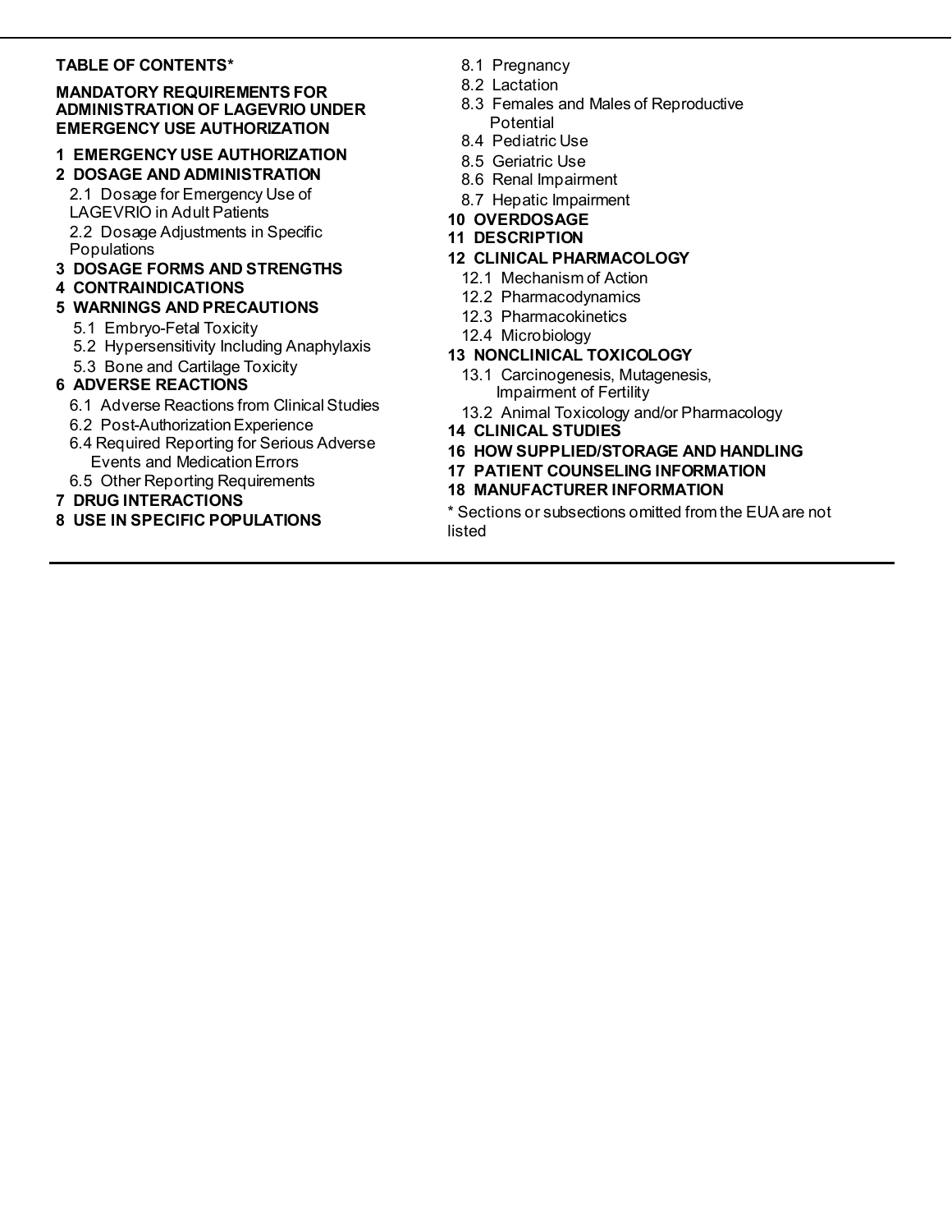**TABLE OF CONTENTS***

**MANDATORY REQUIREMENTS FOR ADMINISTRATION OF LAGEVRIO UNDER EMERGENCY USE AUTHORIZATION**

**1 EMERGENCY USE AUTHORIZATION**

**2 DOSAGE AND ADMINISTRATION**

- 2.1 Dosage for Emergency Use of LAGEVRIO in Adult Patients
- 2.2 Dosage Adjustments in Specific Populations

**3 DOSAGE FORMS AND STRENGTHS**

**4 CONTRAINDICATIONS**

**5 WARNINGS AND PRECAUTIONS**

- 5.1 Embryo-Fetal Toxicity
- 5.2 Hypersensitivity Including Anaphylaxis
- 5.3 Bone and Cartilage Toxicity

**6 ADVERSE REACTIONS**

- 6.1 Adverse Reactions from Clinical Studies
- 6.2 Post-Authorization Experience
- 6.4 Required Reporting for Serious Adverse Events and Medication Errors
- 6.5 Other Reporting Requirements

**7 DRUG INTERACTIONS**

**8 USE IN SPECIFIC POPULATIONS**

- 8.1 Pregnancy
- 8.2 Lactation
- 8.3 Females and Males of Reproductive Potential
- 8.4 Pediatric Use
- 8.5 Geriatric Use
- 8.6 Renal Impairment
- 8.7 Hepatic Impairment

**10 OVERDOSAGE**

**11 DESCRIPTION**

**12 CLINICAL PHARMACOLOGY**

- 12.1 Mechanism of Action
- 12.2 Pharmacodynamics
- 12.3 Pharmacokinetics
- 12.4 Microbiology

**13 NONCLINICAL TOXICOLOGY**

- 13.1 Carcinogenesis, Mutagenesis, Impairment of Fertility
- 13.2 Animal Toxicology and/or Pharmacology

**14 CLINICAL STUDIES**

**16 HOW SUPPLIED/STORAGE AND HANDLING**

**17 PATIENT COUNSELING INFORMATION**

**18 MANUFACTURER INFORMATION**

* Sections or subsections omitted from the EUA are not listed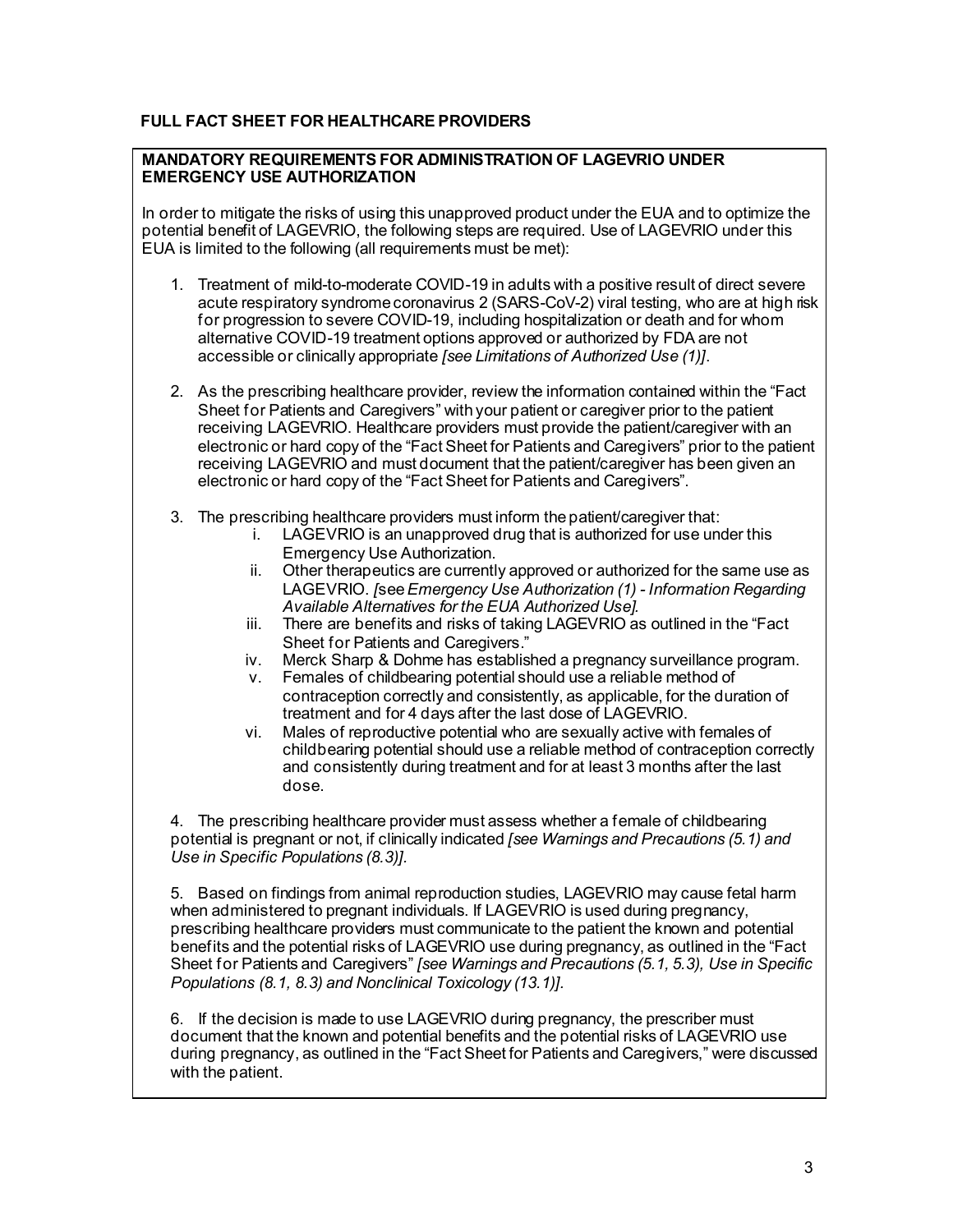## FULL FACT SHEET FOR HEALTHCARE PROVIDERS

**MANDATORY REQUIREMENTS FOR ADMINISTRATION OF LAGEVRIO UNDER EMERGENCY USE AUTHORIZATION**

In order to mitigate the risks of using this unapproved product under the EUA and to optimize the potential benefit of LAGEVRIO, the following steps are required. Use of LAGEVRIO under this EUA is limited to the following (all requirements must be met):

1. Treatment of mild-to-moderate COVID-19 in adults with a positive result of direct severe acute respiratory syndrome coronavirus 2 (SARS-CoV-2) viral testing, who are at high risk for progression to severe COVID-19, including hospitalization or death and for whom alternative COVID-19 treatment options approved or authorized by FDA are not accessible or clinically appropriate *[see Limitations of Authorized Use (1)]*.

2. As the prescribing healthcare provider, review the information contained within the "Fact Sheet for Patients and Caregivers" with your patient or caregiver prior to the patient receiving LAGEVRIO. Healthcare providers must provide the patient/caregiver with an electronic or hard copy of the "Fact Sheet for Patients and Caregivers" prior to the patient receiving LAGEVRIO and must document that the patient/caregiver has been given an electronic or hard copy of the "Fact Sheet for Patients and Caregivers".

3. The prescribing healthcare providers must inform the patient/caregiver that:
   1. LAGEVRIO is an unapproved drug that is authorized for use under this Emergency Use Authorization.
   2. Other therapeutics are currently approved or authorized for the same use as LAGEVRIO. *[see Emergency Use Authorization (1) - Information Regarding Available Alternatives for the EUA Authorized Use].*
   3. There are benefits and risks of taking LAGEVRIO as outlined in the "Fact Sheet for Patients and Caregivers."
   4. Merck Sharp & Dohme has established a pregnancy surveillance program.
   5. Females of childbearing potential should use a reliable method of contraception correctly and consistently, as applicable, for the duration of treatment and for 4 days after the last dose of LAGEVRIO.
   6. Males of reproductive potential who are sexually active with females of childbearing potential should use a reliable method of contraception correctly and consistently during treatment and for at least 3 months after the last dose.

4. The prescribing healthcare provider must assess whether a female of childbearing potential is pregnant or not, if clinically indicated *[see Warnings and Precautions (5.1) and Use in Specific Populations (8.3)].*

5. Based on findings from animal reproduction studies, LAGEVRIO may cause fetal harm when administered to pregnant individuals. If LAGEVRIO is used during pregnancy, prescribing healthcare providers must communicate to the patient the known and potential benefits and the potential risks of LAGEVRIO use during pregnancy, as outlined in the "Fact Sheet for Patients and Caregivers" *[see Warnings and Precautions (5.1, 5.3), Use in Specific Populations (8.1, 8.3) and Nonclinical Toxicology (13.1)].*

6. If the decision is made to use LAGEVRIO during pregnancy, the prescriber must document that the known and potential benefits and the potential risks of LAGEVRIO use during pregnancy, as outlined in the "Fact Sheet for Patients and Caregivers," were discussed with the patient.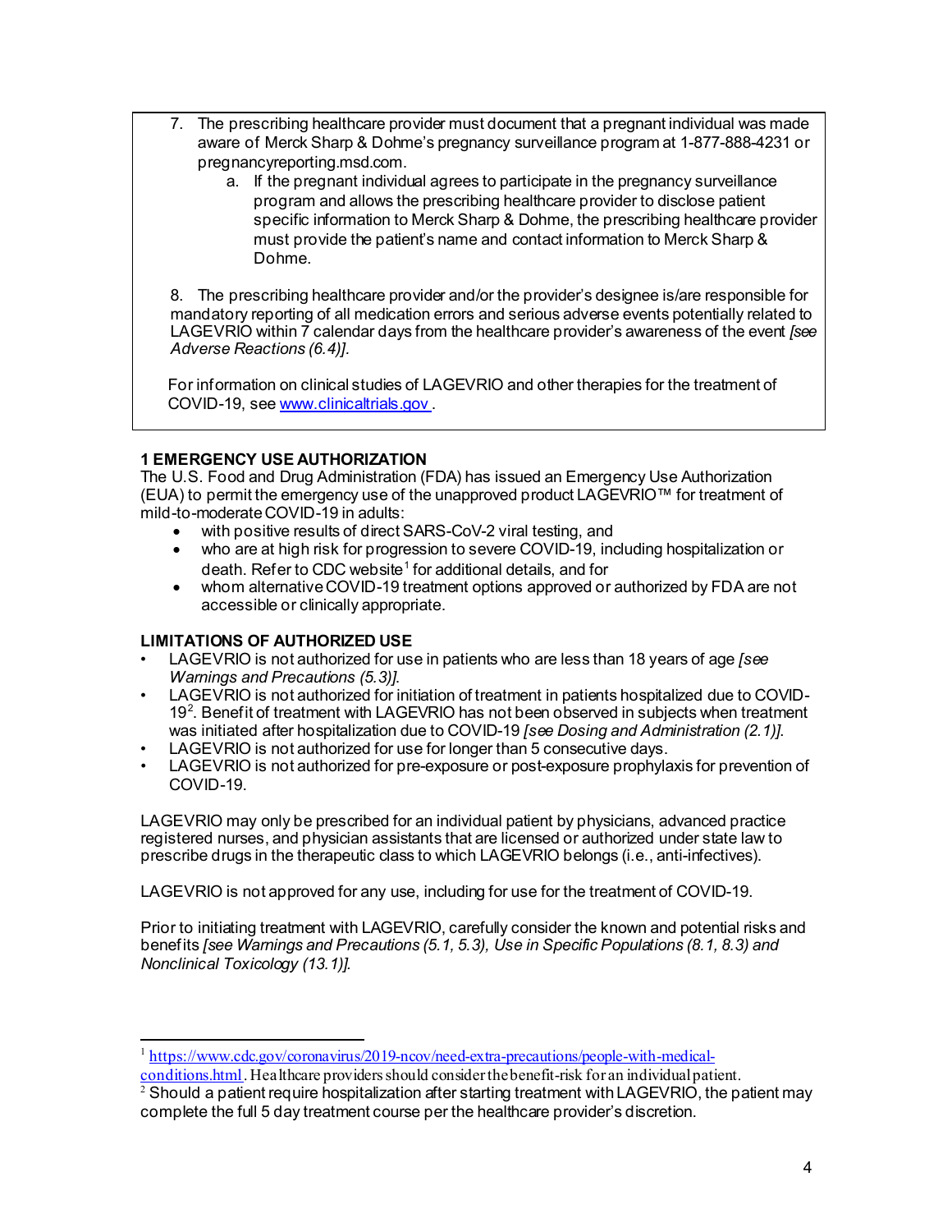7. The prescribing healthcare provider must document that a pregnant individual was made aware of Merck Sharp & Dohme's pregnancy surveillance program at 1-877-888-4231 or pregnancyreporting.msd.com.
    a. If the pregnant individual agrees to participate in the pregnancy surveillance program and allows the prescribing healthcare provider to disclose patient specific information to Merck Sharp & Dohme, the prescribing healthcare provider must provide the patient's name and contact information to Merck Sharp & Dohme.

8. The prescribing healthcare provider and/or the provider's designee is/are responsible for mandatory reporting of all medication errors and serious adverse events potentially related to LAGEVRIO within 7 calendar days from the healthcare provider's awareness of the event *[see Adverse Reactions (6.4)]*.

For information on clinical studies of LAGEVRIO and other therapies for the treatment of COVID-19, see [www.clinicaltrials.gov](www.clinicaltrials.gov).

## 1 EMERGENCY USE AUTHORIZATION

The U.S. Food and Drug Administration (FDA) has issued an Emergency Use Authorization (EUA) to permit the emergency use of the unapproved product LAGEVRIO™ for treatment of mild-to-moderate COVID-19 in adults:

- with positive results of direct SARS-CoV-2 viral testing, and
- who are at high risk for progression to severe COVID-19, including hospitalization or death. Refer to CDC website[1] for additional details, and for
- whom alternative COVID-19 treatment options approved or authorized by FDA are not accessible or clinically appropriate.

### LIMITATIONS OF AUTHORIZED USE

- LAGEVRIO is not authorized for use in patients who are less than 18 years of age *[see Warnings and Precautions (5.3)]*.
- LAGEVRIO is not authorized for initiation of treatment in patients hospitalized due to COVID-19[2]. Benefit of treatment with LAGEVRIO has not been observed in subjects when treatment was initiated after hospitalization due to COVID-19 *[see Dosing and Administration (2.1)]*.
- LAGEVRIO is not authorized for use for longer than 5 consecutive days.
- LAGEVRIO is not authorized for pre-exposure or post-exposure prophylaxis for prevention of COVID-19.

LAGEVRIO may only be prescribed for an individual patient by physicians, advanced practice registered nurses, and physician assistants that are licensed or authorized under state law to prescribe drugs in the therapeutic class to which LAGEVRIO belongs (i.e., anti-infectives).

LAGEVRIO is not approved for any use, including for use for the treatment of COVID-19.

Prior to initiating treatment with LAGEVRIO, carefully consider the known and potential risks and benefits *[see Warnings and Precautions (5.1, 5.3), Use in Specific Populations (8.1, 8.3) and Nonclinical Toxicology (13.1)]*.

---

[1] [https://www.cdc.gov/coronavirus/2019-ncov/need-extra-precautions/people-with-medical-conditions.html](https://www.cdc.gov/coronavirus/2019-ncov/need-extra-precautions/people-with-medical-conditions.html). Healthcare providers should consider the benefit-risk for an individual patient.

[2] Should a patient require hospitalization after starting treatment with LAGEVRIO, the patient may complete the full 5 day treatment course per the healthcare provider's discretion.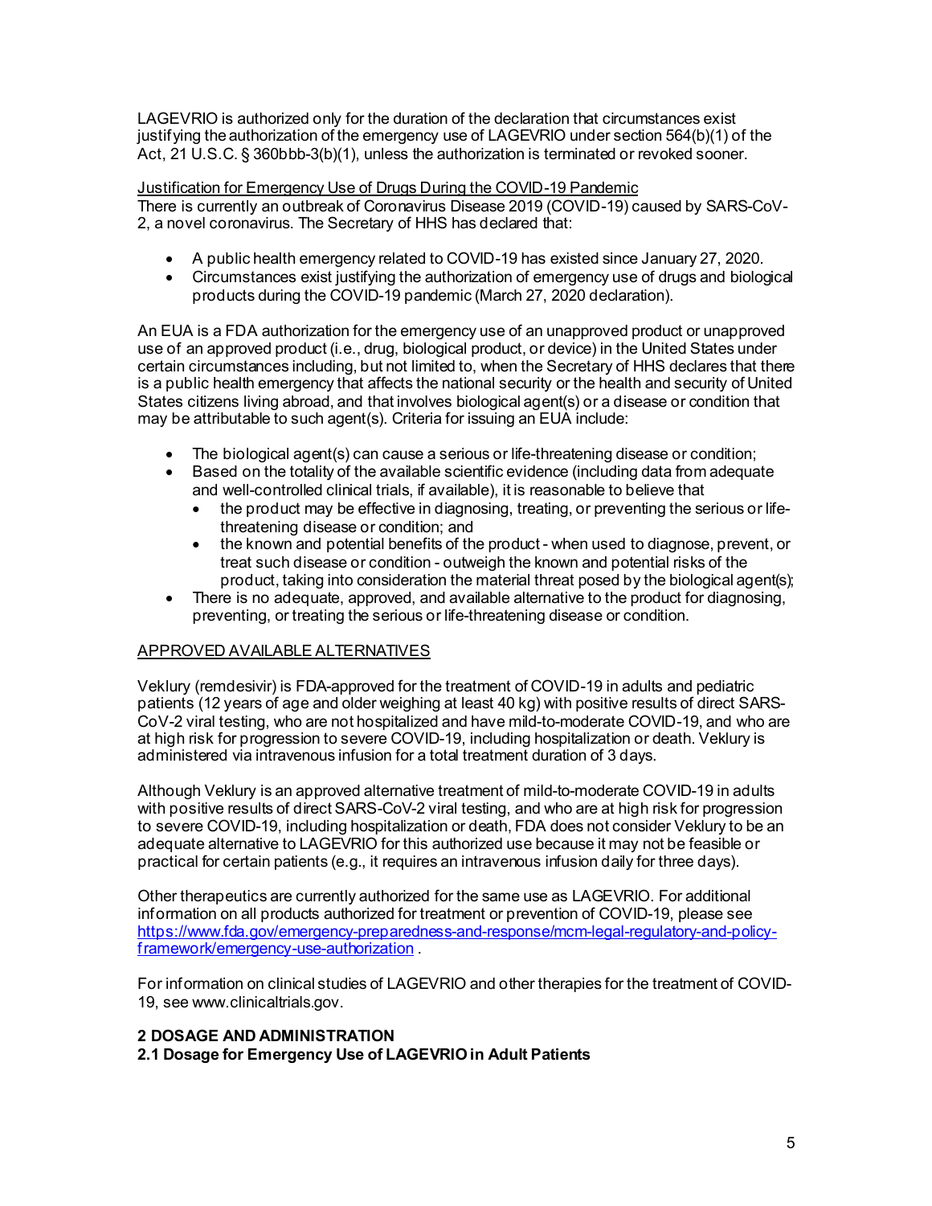LAGEVRIO is authorized only for the duration of the declaration that circumstances exist justifying the authorization of the emergency use of LAGEVRIO under section 564(b)(1) of the Act, 21 U.S.C. § 360bbb-3(b)(1), unless the authorization is terminated or revoked sooner.

Justification for Emergency Use of Drugs During the COVID-19 Pandemic

There is currently an outbreak of Coronavirus Disease 2019 (COVID-19) caused by SARS-CoV-2, a novel coronavirus. The Secretary of HHS has declared that:

- A public health emergency related to COVID-19 has existed since January 27, 2020.
- Circumstances exist justifying the authorization of emergency use of drugs and biological products during the COVID-19 pandemic (March 27, 2020 declaration).

An EUA is a FDA authorization for the emergency use of an unapproved product or unapproved use of an approved product (i.e., drug, biological product, or device) in the United States under certain circumstances including, but not limited to, when the Secretary of HHS declares that there is a public health emergency that affects the national security or the health and security of United States citizens living abroad, and that involves biological agent(s) or a disease or condition that may be attributable to such agent(s). Criteria for issuing an EUA include:

- The biological agent(s) can cause a serious or life-threatening disease or condition;
- Based on the totality of the available scientific evidence (including data from adequate and well-controlled clinical trials, if available), it is reasonable to believe that
  - the product may be effective in diagnosing, treating, or preventing the serious or life-threatening disease or condition; and
  - the known and potential benefits of the product - when used to diagnose, prevent, or treat such disease or condition - outweigh the known and potential risks of the product, taking into consideration the material threat posed by the biological agent(s);
- There is no adequate, approved, and available alternative to the product for diagnosing, preventing, or treating the serious or life-threatening disease or condition.

APPROVED AVAILABLE ALTERNATIVES

Veklury (remdesivir) is FDA-approved for the treatment of COVID-19 in adults and pediatric patients (12 years of age and older weighing at least 40 kg) with positive results of direct SARS-CoV-2 viral testing, who are not hospitalized and have mild-to-moderate COVID-19, and who are at high risk for progression to severe COVID-19, including hospitalization or death. Veklury is administered via intravenous infusion for a total treatment duration of 3 days.

Although Veklury is an approved alternative treatment of mild-to-moderate COVID-19 in adults with positive results of direct SARS-CoV-2 viral testing, and who are at high risk for progression to severe COVID-19, including hospitalization or death, FDA does not consider Veklury to be an adequate alternative to LAGEVRIO for this authorized use because it may not be feasible or practical for certain patients (e.g., it requires an intravenous infusion daily for three days).

Other therapeutics are currently authorized for the same use as LAGEVRIO. For additional information on all products authorized for treatment or prevention of COVID-19, please see https://www.fda.gov/emergency-preparedness-and-response/mcm-legal-regulatory-and-policy-framework/emergency-use-authorization .

For information on clinical studies of LAGEVRIO and other therapies for the treatment of COVID-19, see www.clinicaltrials.gov.

## 2 DOSAGE AND ADMINISTRATION

### 2.1 Dosage for Emergency Use of LAGEVRIO in Adult Patients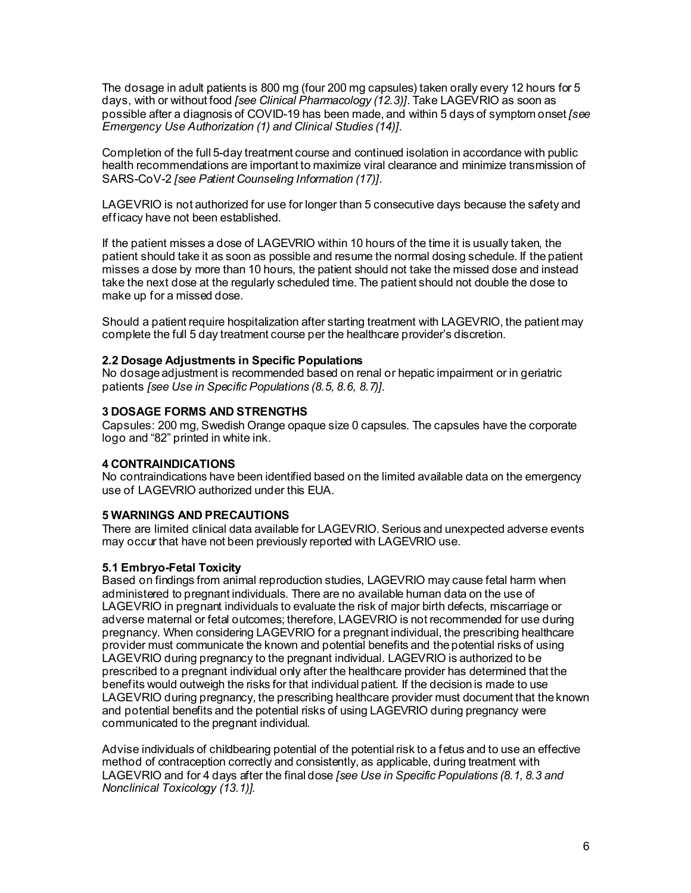The dosage in adult patients is 800 mg (four 200 mg capsules) taken orally every 12 hours for 5 days, with or without food *[see Clinical Pharmacology (12.3)]*. Take LAGEVRIO as soon as possible after a diagnosis of COVID-19 has been made, and within 5 days of symptom onset *[see Emergency Use Authorization (1) and Clinical Studies (14)]*.

Completion of the full 5-day treatment course and continued isolation in accordance with public health recommendations are important to maximize viral clearance and minimize transmission of SARS-CoV-2 *[see Patient Counseling Information (17)]*.

LAGEVRIO is not authorized for use for longer than 5 consecutive days because the safety and efficacy have not been established.

If the patient misses a dose of LAGEVRIO within 10 hours of the time it is usually taken, the patient should take it as soon as possible and resume the normal dosing schedule. If the patient misses a dose by more than 10 hours, the patient should not take the missed dose and instead take the next dose at the regularly scheduled time. The patient should not double the dose to make up for a missed dose.

Should a patient require hospitalization after starting treatment with LAGEVRIO, the patient may complete the full 5 day treatment course per the healthcare provider's discretion.

### 2.2 Dosage Adjustments in Specific Populations

No dosage adjustment is recommended based on renal or hepatic impairment or in geriatric patients *[see Use in Specific Populations (8.5, 8.6, 8.7)]*.

## 3 DOSAGE FORMS AND STRENGTHS

Capsules: 200 mg, Swedish Orange opaque size 0 capsules. The capsules have the corporate logo and "82" printed in white ink.

## 4 CONTRAINDICATIONS

No contraindications have been identified based on the limited available data on the emergency use of LAGEVRIO authorized under this EUA.

## 5 WARNINGS AND PRECAUTIONS

There are limited clinical data available for LAGEVRIO. Serious and unexpected adverse events may occur that have not been previously reported with LAGEVRIO use.

### 5.1 Embryo-Fetal Toxicity

Based on findings from animal reproduction studies, LAGEVRIO may cause fetal harm when administered to pregnant individuals. There are no available human data on the use of LAGEVRIO in pregnant individuals to evaluate the risk of major birth defects, miscarriage or adverse maternal or fetal outcomes; therefore, LAGEVRIO is not recommended for use during pregnancy. When considering LAGEVRIO for a pregnant individual, the prescribing healthcare provider must communicate the known and potential benefits and the potential risks of using LAGEVRIO during pregnancy to the pregnant individual. LAGEVRIO is authorized to be prescribed to a pregnant individual only after the healthcare provider has determined that the benefits would outweigh the risks for that individual patient. If the decision is made to use LAGEVRIO during pregnancy, the prescribing healthcare provider must document that the known and potential benefits and the potential risks of using LAGEVRIO during pregnancy were communicated to the pregnant individual.

Advise individuals of childbearing potential of the potential risk to a fetus and to use an effective method of contraception correctly and consistently, as applicable, during treatment with LAGEVRIO and for 4 days after the final dose *[see Use in Specific Populations (8.1, 8.3 and Nonclinical Toxicology (13.1)]*.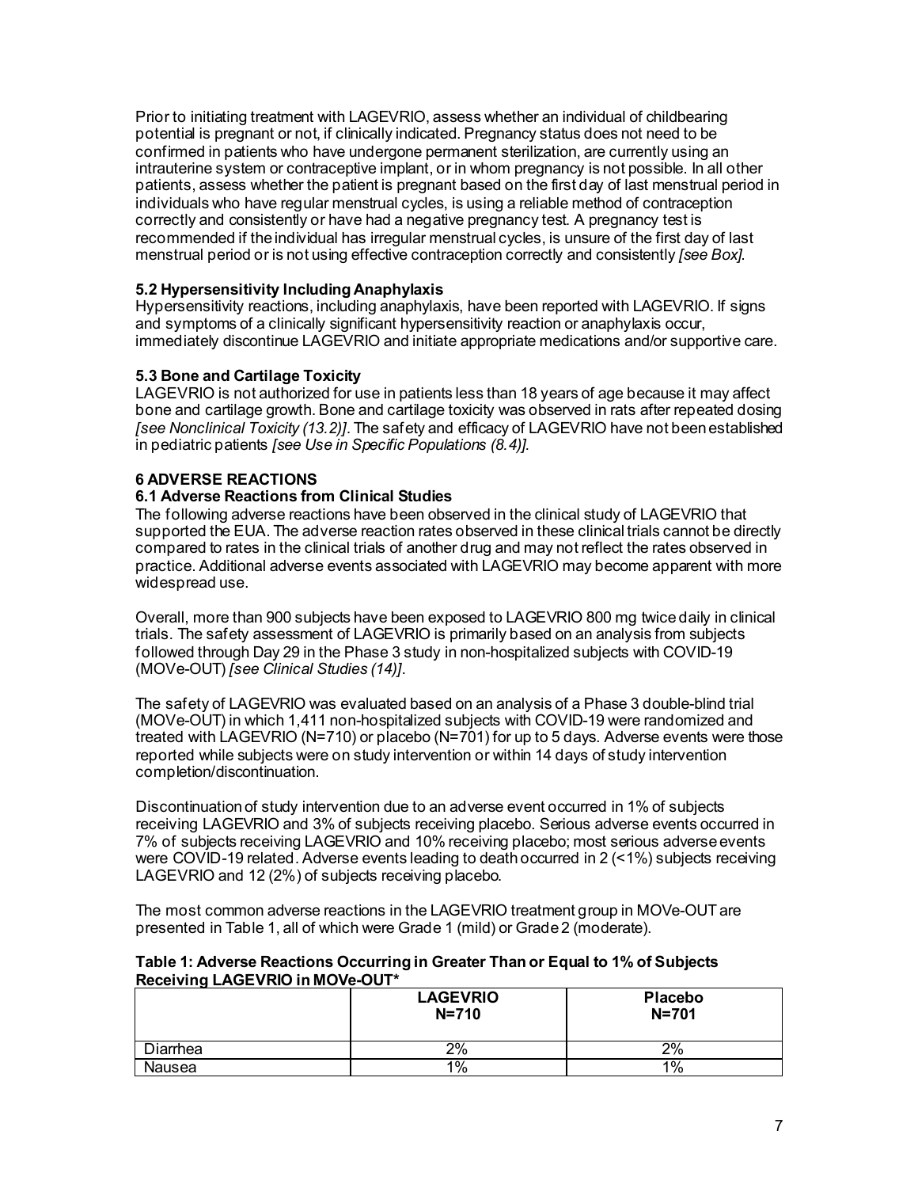Prior to initiating treatment with LAGEVRIO, assess whether an individual of childbearing potential is pregnant or not, if clinically indicated. Pregnancy status does not need to be confirmed in patients who have undergone permanent sterilization, are currently using an intrauterine system or contraceptive implant, or in whom pregnancy is not possible. In all other patients, assess whether the patient is pregnant based on the first day of last menstrual period in individuals who have regular menstrual cycles, is using a reliable method of contraception correctly and consistently or have had a negative pregnancy test. A pregnancy test is recommended if the individual has irregular menstrual cycles, is unsure of the first day of last menstrual period or is not using effective contraception correctly and consistently *[see Box]*.

### 5.2 Hypersensitivity Including Anaphylaxis

Hypersensitivity reactions, including anaphylaxis, have been reported with LAGEVRIO. If signs and symptoms of a clinically significant hypersensitivity reaction or anaphylaxis occur, immediately discontinue LAGEVRIO and initiate appropriate medications and/or supportive care.

### 5.3 Bone and Cartilage Toxicity

LAGEVRIO is not authorized for use in patients less than 18 years of age because it may affect bone and cartilage growth. Bone and cartilage toxicity was observed in rats after repeated dosing *[see Nonclinical Toxicity (13.2)]*. The safety and efficacy of LAGEVRIO have not been established in pediatric patients *[see Use in Specific Populations (8.4)]*.

## 6 ADVERSE REACTIONS

### 6.1 Adverse Reactions from Clinical Studies

The following adverse reactions have been observed in the clinical study of LAGEVRIO that supported the EUA. The adverse reaction rates observed in these clinical trials cannot be directly compared to rates in the clinical trials of another drug and may not reflect the rates observed in practice. Additional adverse events associated with LAGEVRIO may become apparent with more widespread use.

Overall, more than 900 subjects have been exposed to LAGEVRIO 800 mg twice daily in clinical trials. The safety assessment of LAGEVRIO is primarily based on an analysis from subjects followed through Day 29 in the Phase 3 study in non-hospitalized subjects with COVID-19 (MOVe-OUT) *[see Clinical Studies (14)]*.

The safety of LAGEVRIO was evaluated based on an analysis of a Phase 3 double-blind trial (MOVe-OUT) in which 1,411 non-hospitalized subjects with COVID-19 were randomized and treated with LAGEVRIO (N=710) or placebo (N=701) for up to 5 days. Adverse events were those reported while subjects were on study intervention or within 14 days of study intervention completion/discontinuation.

Discontinuation of study intervention due to an adverse event occurred in 1% of subjects receiving LAGEVRIO and 3% of subjects receiving placebo. Serious adverse events occurred in 7% of subjects receiving LAGEVRIO and 10% receiving placebo; most serious adverse events were COVID-19 related. Adverse events leading to death occurred in 2 (<1%) subjects receiving LAGEVRIO and 12 (2%) of subjects receiving placebo.

The most common adverse reactions in the LAGEVRIO treatment group in MOVe-OUT are presented in Table 1, all of which were Grade 1 (mild) or Grade 2 (moderate).

**Table 1: Adverse Reactions Occurring in Greater Than or Equal to 1% of Subjects Receiving LAGEVRIO in MOVe-OUT***

| | **LAGEVRIO N=710** | **Placebo N=701** |
|---|---|---|
| Diarrhea | 2% | 2% |
| Nausea | 1% | 1% |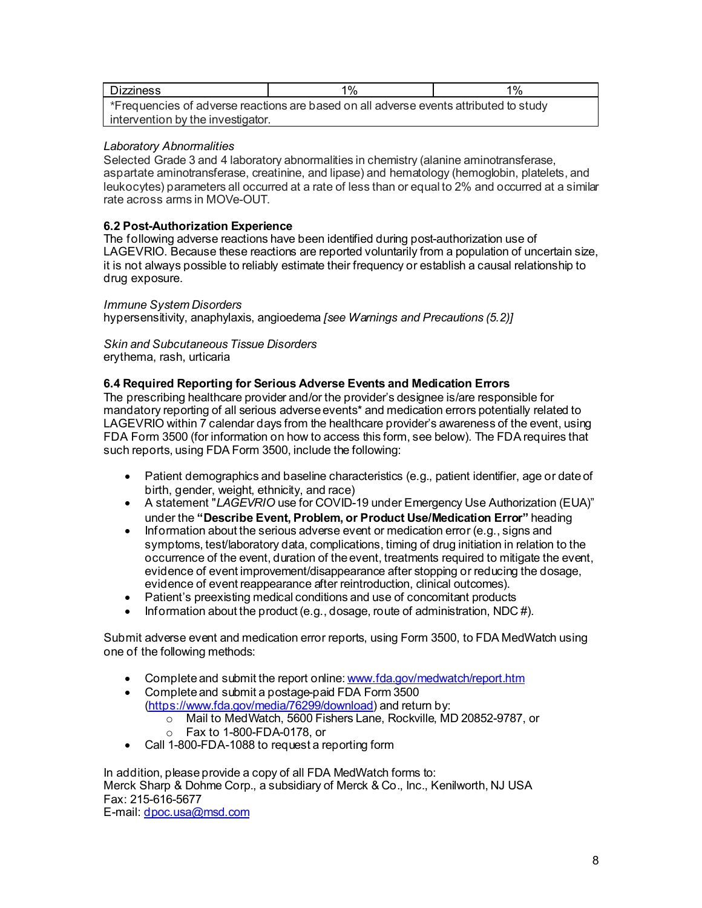| Dizziness | 1% | 1% |
| --- | --- | --- |
| *Frequencies of adverse reactions are based on all adverse events attributed to study intervention by the investigator. | | |

*Laboratory Abnormalities*
Selected Grade 3 and 4 laboratory abnormalities in chemistry (alanine aminotransferase, aspartate aminotransferase, creatinine, and lipase) and hematology (hemoglobin, platelets, and leukocytes) parameters all occurred at a rate of less than or equal to 2% and occurred at a similar rate across arms in MOVe-OUT.

**6.2 Post-Authorization Experience**
The following adverse reactions have been identified during post-authorization use of LAGEVRIO. Because these reactions are reported voluntarily from a population of uncertain size, it is not always possible to reliably estimate their frequency or establish a causal relationship to drug exposure.

*Immune System Disorders*
hypersensitivity, anaphylaxis, angioedema *[see Warnings and Precautions (5.2)]*

*Skin and Subcutaneous Tissue Disorders*
erythema, rash, urticaria

**6.4 Required Reporting for Serious Adverse Events and Medication Errors**
The prescribing healthcare provider and/or the provider's designee is/are responsible for mandatory reporting of all serious adverse events* and medication errors potentially related to LAGEVRIO within 7 calendar days from the healthcare provider's awareness of the event, using FDA Form 3500 (for information on how to access this form, see below). The FDA requires that such reports, using FDA Form 3500, include the following:

- Patient demographics and baseline characteristics (e.g., patient identifier, age or date of birth, gender, weight, ethnicity, and race)
- A statement "*LAGEVRIO* use for COVID-19 under Emergency Use Authorization (EUA)" under the **"Describe Event, Problem, or Product Use/Medication Error"** heading
- Information about the serious adverse event or medication error (e.g., signs and symptoms, test/laboratory data, complications, timing of drug initiation in relation to the occurrence of the event, duration of the event, treatments required to mitigate the event, evidence of event improvement/disappearance after stopping or reducing the dosage, evidence of event reappearance after reintroduction, clinical outcomes).
- Patient's preexisting medical conditions and use of concomitant products
- Information about the product (e.g., dosage, route of administration, NDC #).

Submit adverse event and medication error reports, using Form 3500, to FDA MedWatch using one of the following methods:

- Complete and submit the report online: www.fda.gov/medwatch/report.htm
- Complete and submit a postage-paid FDA Form 3500 (https://www.fda.gov/media/76299/download) and return by:
  - Mail to MedWatch, 5600 Fishers Lane, Rockville, MD 20852-9787, or
  - Fax to 1-800-FDA-0178, or
- Call 1-800-FDA-1088 to request a reporting form

In addition, please provide a copy of all FDA MedWatch forms to:
Merck Sharp & Dohme Corp., a subsidiary of Merck & Co., Inc., Kenilworth, NJ USA
Fax: 215-616-5677
E-mail: dpoc.usa@msd.com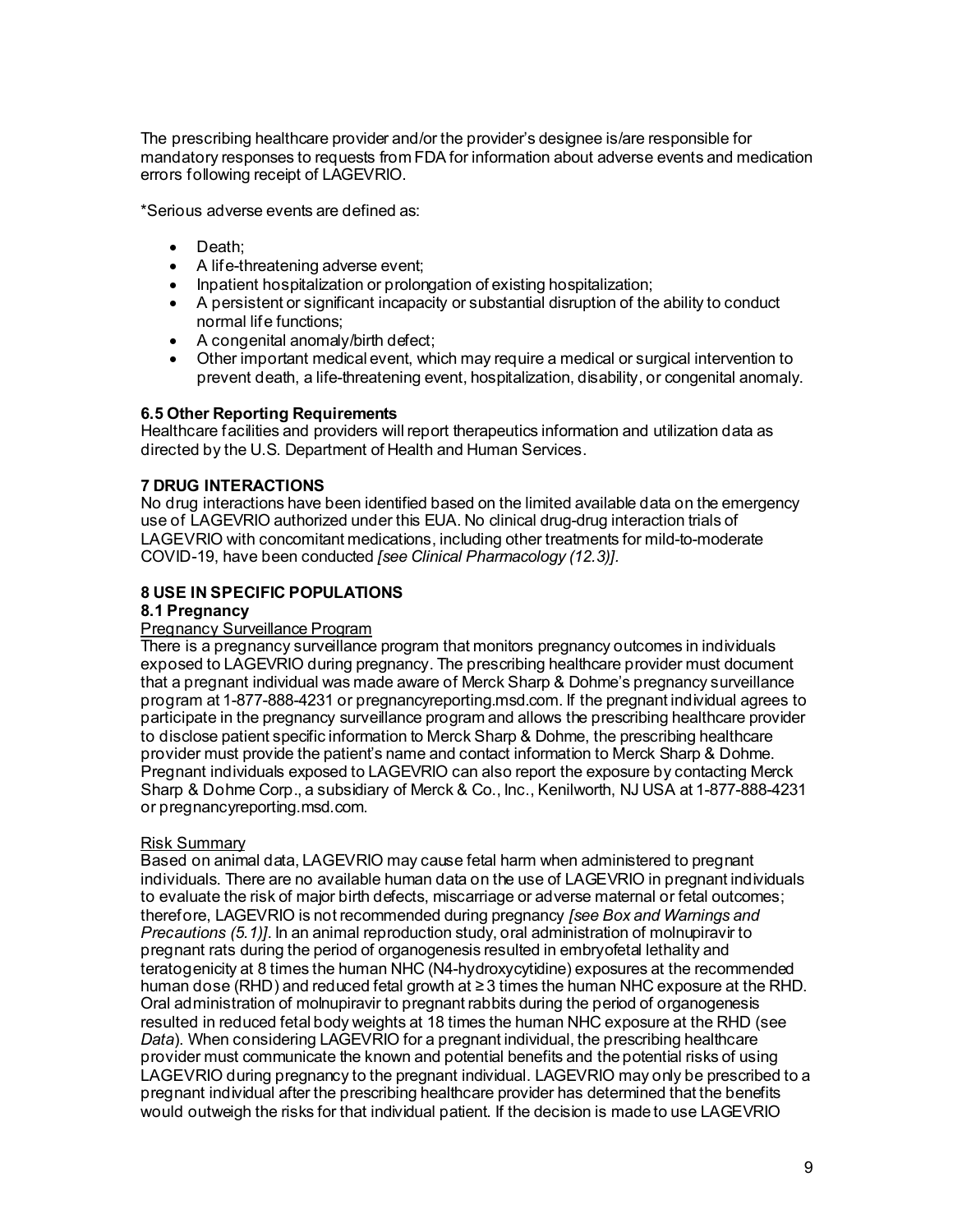The prescribing healthcare provider and/or the provider's designee is/are responsible for mandatory responses to requests from FDA for information about adverse events and medication errors following receipt of LAGEVRIO.

*Serious adverse events are defined as:

- Death;
- A life-threatening adverse event;
- Inpatient hospitalization or prolongation of existing hospitalization;
- A persistent or significant incapacity or substantial disruption of the ability to conduct normal life functions;
- A congenital anomaly/birth defect;
- Other important medical event, which may require a medical or surgical intervention to prevent death, a life-threatening event, hospitalization, disability, or congenital anomaly.

### 6.5 Other Reporting Requirements

Healthcare facilities and providers will report therapeutics information and utilization data as directed by the U.S. Department of Health and Human Services.

## 7 DRUG INTERACTIONS

No drug interactions have been identified based on the limited available data on the emergency use of LAGEVRIO authorized under this EUA. No clinical drug-drug interaction trials of LAGEVRIO with concomitant medications, including other treatments for mild-to-moderate COVID-19, have been conducted *[see Clinical Pharmacology (12.3)]*.

## 8 USE IN SPECIFIC POPULATIONS

### 8.1 Pregnancy

Pregnancy Surveillance Program

There is a pregnancy surveillance program that monitors pregnancy outcomes in individuals exposed to LAGEVRIO during pregnancy. The prescribing healthcare provider must document that a pregnant individual was made aware of Merck Sharp & Dohme's pregnancy surveillance program at 1-877-888-4231 or pregnancyreporting.msd.com. If the pregnant individual agrees to participate in the pregnancy surveillance program and allows the prescribing healthcare provider to disclose patient specific information to Merck Sharp & Dohme, the prescribing healthcare provider must provide the patient's name and contact information to Merck Sharp & Dohme. Pregnant individuals exposed to LAGEVRIO can also report the exposure by contacting Merck Sharp & Dohme Corp., a subsidiary of Merck & Co., Inc., Kenilworth, NJ USA at 1-877-888-4231 or pregnancyreporting.msd.com.

Risk Summary

Based on animal data, LAGEVRIO may cause fetal harm when administered to pregnant individuals. There are no available human data on the use of LAGEVRIO in pregnant individuals to evaluate the risk of major birth defects, miscarriage or adverse maternal or fetal outcomes; therefore, LAGEVRIO is not recommended during pregnancy *[see Box and Warnings and Precautions (5.1)]*. In an animal reproduction study, oral administration of molnupiravir to pregnant rats during the period of organogenesis resulted in embryofetal lethality and teratogenicity at 8 times the human NHC (N4-hydroxycytidine) exposures at the recommended human dose (RHD) and reduced fetal growth at ≥ 3 times the human NHC exposure at the RHD. Oral administration of molnupiravir to pregnant rabbits during the period of organogenesis resulted in reduced fetal body weights at 18 times the human NHC exposure at the RHD (see *Data*). When considering LAGEVRIO for a pregnant individual, the prescribing healthcare provider must communicate the known and potential benefits and the potential risks of using LAGEVRIO during pregnancy to the pregnant individual. LAGEVRIO may only be prescribed to a pregnant individual after the prescribing healthcare provider has determined that the benefits would outweigh the risks for that individual patient. If the decision is made to use LAGEVRIO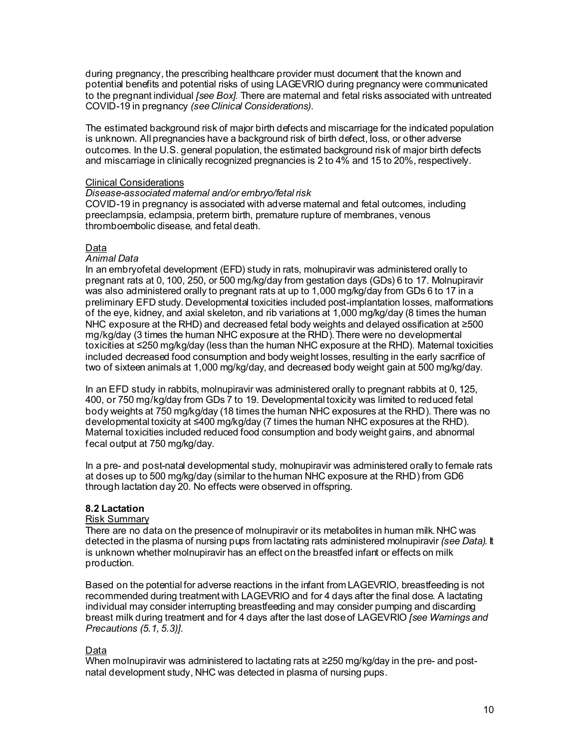during pregnancy, the prescribing healthcare provider must document that the known and potential benefits and potential risks of using LAGEVRIO during pregnancy were communicated to the pregnant individual *[see Box]*. There are maternal and fetal risks associated with untreated COVID-19 in pregnancy *(see Clinical Considerations)*.

The estimated background risk of major birth defects and miscarriage for the indicated population is unknown. All pregnancies have a background risk of birth defect, loss, or other adverse outcomes. In the U.S. general population, the estimated background risk of major birth defects and miscarriage in clinically recognized pregnancies is 2 to 4% and 15 to 20%, respectively.

Clinical Considerations

*Disease-associated maternal and/or embryo/fetal risk*

COVID-19 in pregnancy is associated with adverse maternal and fetal outcomes, including preeclampsia, eclampsia, preterm birth, premature rupture of membranes, venous thromboembolic disease, and fetal death.

Data

*Animal Data*

In an embryofetal development (EFD) study in rats, molnupiravir was administered orally to pregnant rats at 0, 100, 250, or 500 mg/kg/day from gestation days (GDs) 6 to 17. Molnupiravir was also administered orally to pregnant rats at up to 1,000 mg/kg/day from GDs 6 to 17 in a preliminary EFD study. Developmental toxicities included post-implantation losses, malformations of the eye, kidney, and axial skeleton, and rib variations at 1,000 mg/kg/day (8 times the human NHC exposure at the RHD) and decreased fetal body weights and delayed ossification at ≥500 mg/kg/day (3 times the human NHC exposure at the RHD). There were no developmental toxicities at ≤250 mg/kg/day (less than the human NHC exposure at the RHD). Maternal toxicities included decreased food consumption and body weight losses, resulting in the early sacrifice of two of sixteen animals at 1,000 mg/kg/day, and decreased body weight gain at 500 mg/kg/day.

In an EFD study in rabbits, molnupiravir was administered orally to pregnant rabbits at 0, 125, 400, or 750 mg/kg/day from GDs 7 to 19. Developmental toxicity was limited to reduced fetal body weights at 750 mg/kg/day (18 times the human NHC exposures at the RHD). There was no developmental toxicity at ≤400 mg/kg/day (7 times the human NHC exposures at the RHD). Maternal toxicities included reduced food consumption and body weight gains, and abnormal fecal output at 750 mg/kg/day.

In a pre- and post-natal developmental study, molnupiravir was administered orally to female rats at doses up to 500 mg/kg/day (similar to the human NHC exposure at the RHD) from GD6 through lactation day 20. No effects were observed in offspring.

### 8.2 Lactation

Risk Summary

There are no data on the presence of molnupiravir or its metabolites in human milk. NHC was detected in the plasma of nursing pups from lactating rats administered molnupiravir *(see Data)*. It is unknown whether molnupiravir has an effect on the breastfed infant or effects on milk production.

Based on the potential for adverse reactions in the infant from LAGEVRIO, breastfeeding is not recommended during treatment with LAGEVRIO and for 4 days after the final dose. A lactating individual may consider interrupting breastfeeding and may consider pumping and discarding breast milk during treatment and for 4 days after the last dose of LAGEVRIO *[see Warnings and Precautions (5.1, 5.3)]*.

Data

When molnupiravir was administered to lactating rats at ≥250 mg/kg/day in the pre- and post-natal development study, NHC was detected in plasma of nursing pups.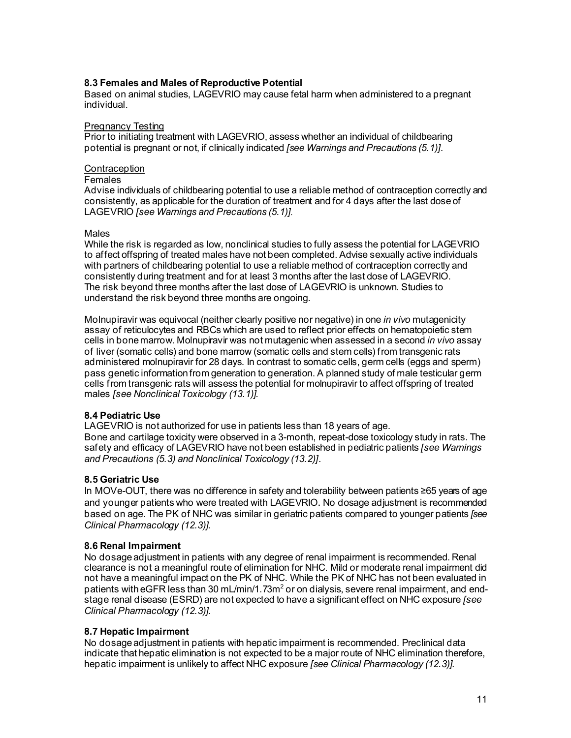### 8.3 Females and Males of Reproductive Potential

Based on animal studies, LAGEVRIO may cause fetal harm when administered to a pregnant individual.

Pregnancy Testing

Prior to initiating treatment with LAGEVRIO, assess whether an individual of childbearing potential is pregnant or not, if clinically indicated *[see Warnings and Precautions (5.1)]*.

Contraception

Females

Advise individuals of childbearing potential to use a reliable method of contraception correctly and consistently, as applicable for the duration of treatment and for 4 days after the last dose of LAGEVRIO *[see Warnings and Precautions (5.1)]*.

Males

While the risk is regarded as low, nonclinical studies to fully assess the potential for LAGEVRIO to affect offspring of treated males have not been completed. Advise sexually active individuals with partners of childbearing potential to use a reliable method of contraception correctly and consistently during treatment and for at least 3 months after the last dose of LAGEVRIO. The risk beyond three months after the last dose of LAGEVRIO is unknown. Studies to understand the risk beyond three months are ongoing.

Molnupiravir was equivocal (neither clearly positive nor negative) in one *in vivo* mutagenicity assay of reticulocytes and RBCs which are used to reflect prior effects on hematopoietic stem cells in bone marrow. Molnupiravir was not mutagenic when assessed in a second *in vivo* assay of liver (somatic cells) and bone marrow (somatic cells and stem cells) from transgenic rats administered molnupiravir for 28 days. In contrast to somatic cells, germ cells (eggs and sperm) pass genetic information from generation to generation. A planned study of male testicular germ cells from transgenic rats will assess the potential for molnupiravir to affect offspring of treated males *[see Nonclinical Toxicology (13.1)]*.

### 8.4 Pediatric Use

LAGEVRIO is not authorized for use in patients less than 18 years of age.
Bone and cartilage toxicity were observed in a 3-month, repeat-dose toxicology study in rats. The safety and efficacy of LAGEVRIO have not been established in pediatric patients *[see Warnings and Precautions (5.3) and Nonclinical Toxicology (13.2)]*.

### 8.5 Geriatric Use

In MOVe-OUT, there was no difference in safety and tolerability between patients ≥65 years of age and younger patients who were treated with LAGEVRIO. No dosage adjustment is recommended based on age. The PK of NHC was similar in geriatric patients compared to younger patients *[see Clinical Pharmacology (12.3)]*.

### 8.6 Renal Impairment

No dosage adjustment in patients with any degree of renal impairment is recommended. Renal clearance is not a meaningful route of elimination for NHC. Mild or moderate renal impairment did not have a meaningful impact on the PK of NHC. While the PK of NHC has not been evaluated in patients with eGFR less than 30 mL/min/1.73m$^2$ or on dialysis, severe renal impairment, and end-stage renal disease (ESRD) are not expected to have a significant effect on NHC exposure *[see Clinical Pharmacology (12.3)]*.

### 8.7 Hepatic Impairment

No dosage adjustment in patients with hepatic impairment is recommended. Preclinical data indicate that hepatic elimination is not expected to be a major route of NHC elimination therefore, hepatic impairment is unlikely to affect NHC exposure *[see Clinical Pharmacology (12.3)]*.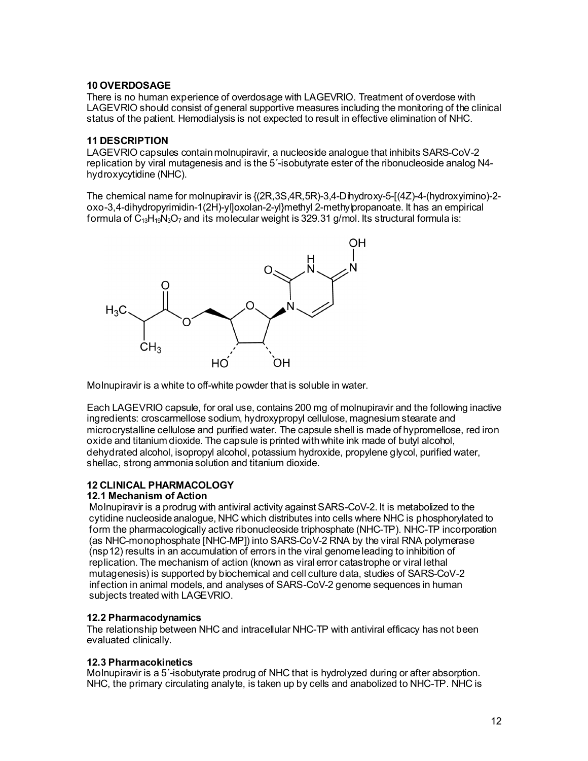## 10 OVERDOSAGE

There is no human experience of overdosage with LAGEVRIO. Treatment of overdose with LAGEVRIO should consist of general supportive measures including the monitoring of the clinical status of the patient. Hemodialysis is not expected to result in effective elimination of NHC.

## 11 DESCRIPTION

LAGEVRIO capsules contain molnupiravir, a nucleoside analogue that inhibits SARS-CoV-2 replication by viral mutagenesis and is the 5´-isobutyrate ester of the ribonucleoside analog N4-hydroxycytidine (NHC).

The chemical name for molnupiravir is {(2R,3S,4R,5R)-3,4-Dihydroxy-5-[(4Z)-4-(hydroxyimino)-2-oxo-3,4-dihydropyrimidin-1(2H)-yl]oxolan-2-yl}methyl 2-methylpropanoate. It has an empirical formula of $C_{13}H_{19}N_3O_7$ and its molecular weight is 329.31 g/mol. Its structural formula is:

Molnupiravir is a white to off-white powder that is soluble in water.

Each LAGEVRIO capsule, for oral use, contains 200 mg of molnupiravir and the following inactive ingredients: croscarmellose sodium, hydroxypropyl cellulose, magnesium stearate and microcrystalline cellulose and purified water. The capsule shell is made of hypromellose, red iron oxide and titanium dioxide. The capsule is printed with white ink made of butyl alcohol, dehydrated alcohol, isopropyl alcohol, potassium hydroxide, propylene glycol, purified water, shellac, strong ammonia solution and titanium dioxide.

## 12 CLINICAL PHARMACOLOGY

### 12.1 Mechanism of Action

Molnupiravir is a prodrug with antiviral activity against SARS-CoV-2. It is metabolized to the cytidine nucleoside analogue, NHC which distributes into cells where NHC is phosphorylated to form the pharmacologically active ribonucleoside triphosphate (NHC-TP). NHC-TP incorporation (as NHC-monophosphate [NHC-MP]) into SARS-CoV-2 RNA by the viral RNA polymerase (nsp12) results in an accumulation of errors in the viral genome leading to inhibition of replication. The mechanism of action (known as viral error catastrophe or viral lethal mutagenesis) is supported by biochemical and cell culture data, studies of SARS-CoV-2 infection in animal models, and analyses of SARS-CoV-2 genome sequences in human subjects treated with LAGEVRIO.

### 12.2 Pharmacodynamics

The relationship between NHC and intracellular NHC-TP with antiviral efficacy has not been evaluated clinically.

### 12.3 Pharmacokinetics

Molnupiravir is a 5´-isobutyrate prodrug of NHC that is hydrolyzed during or after absorption. NHC, the primary circulating analyte, is taken up by cells and anabolized to NHC-TP. NHC is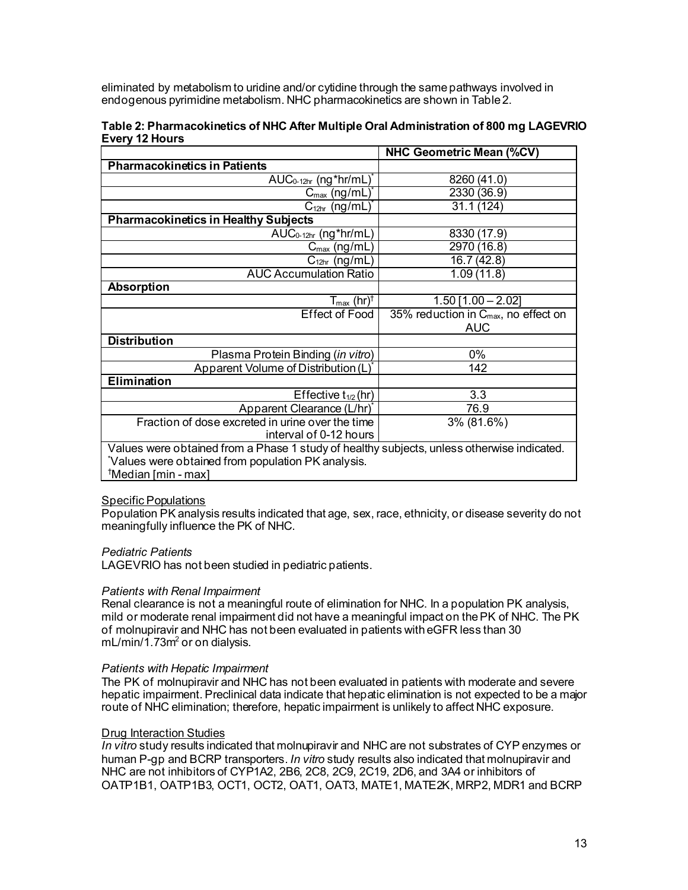eliminated by metabolism to uridine and/or cytidine through the same pathways involved in endogenous pyrimidine metabolism. NHC pharmacokinetics are shown in Table 2.

**Table 2: Pharmacokinetics of NHC After Multiple Oral Administration of 800 mg LAGEVRIO Every 12 Hours**

| | NHC Geometric Mean (%CV) |
|---|---|
| **Pharmacokinetics in Patients** | |
| $AUC_{0\text{-}12hr}$ (ng*hr/mL)* | 8260 (41.0) |
| $C_{max}$ (ng/mL)* | 2330 (36.9) |
| $C_{12hr}$ (ng/mL)* | 31.1 (124) |
| **Pharmacokinetics in Healthy Subjects** | |
| $AUC_{0\text{-}12hr}$ (ng*hr/mL) | 8330 (17.9) |
| $C_{max}$ (ng/mL) | 2970 (16.8) |
| $C_{12hr}$ (ng/mL) | 16.7 (42.8) |
| AUC Accumulation Ratio | 1.09 (11.8) |
| **Absorption** | |
| $T_{max}$ (hr)† | 1.50 [1.00 – 2.02] |
| Effect of Food | 35% reduction in $C_{max}$, no effect on AUC |
| **Distribution** | |
| Plasma Protein Binding (*in vitro*) | 0% |
| Apparent Volume of Distribution (L)* | 142 |
| **Elimination** | |
| Effective $t_{1/2}$ (hr) | 3.3 |
| Apparent Clearance (L/hr)* | 76.9 |
| Fraction of dose excreted in urine over the time interval of 0-12 hours | 3% (81.6%) |

Values were obtained from a Phase 1 study of healthy subjects, unless otherwise indicated.
*Values were obtained from population PK analysis.
†Median [min - max]

Specific Populations

Population PK analysis results indicated that age, sex, race, ethnicity, or disease severity do not meaningfully influence the PK of NHC.

*Pediatric Patients*

LAGEVRIO has not been studied in pediatric patients.

*Patients with Renal Impairment*

Renal clearance is not a meaningful route of elimination for NHC. In a population PK analysis, mild or moderate renal impairment did not have a meaningful impact on the PK of NHC. The PK of molnupiravir and NHC has not been evaluated in patients with eGFR less than 30 mL/min/1.73m$^2$ or on dialysis.

*Patients with Hepatic Impairment*

The PK of molnupiravir and NHC has not been evaluated in patients with moderate and severe hepatic impairment. Preclinical data indicate that hepatic elimination is not expected to be a major route of NHC elimination; therefore, hepatic impairment is unlikely to affect NHC exposure.

Drug Interaction Studies

*In vitro* study results indicated that molnupiravir and NHC are not substrates of CYP enzymes or human P-gp and BCRP transporters. *In vitro* study results also indicated that molnupiravir and NHC are not inhibitors of CYP1A2, 2B6, 2C8, 2C9, 2C19, 2D6, and 3A4 or inhibitors of OATP1B1, OATP1B3, OCT1, OCT2, OAT1, OAT3, MATE1, MATE2K, MRP2, MDR1 and BCRP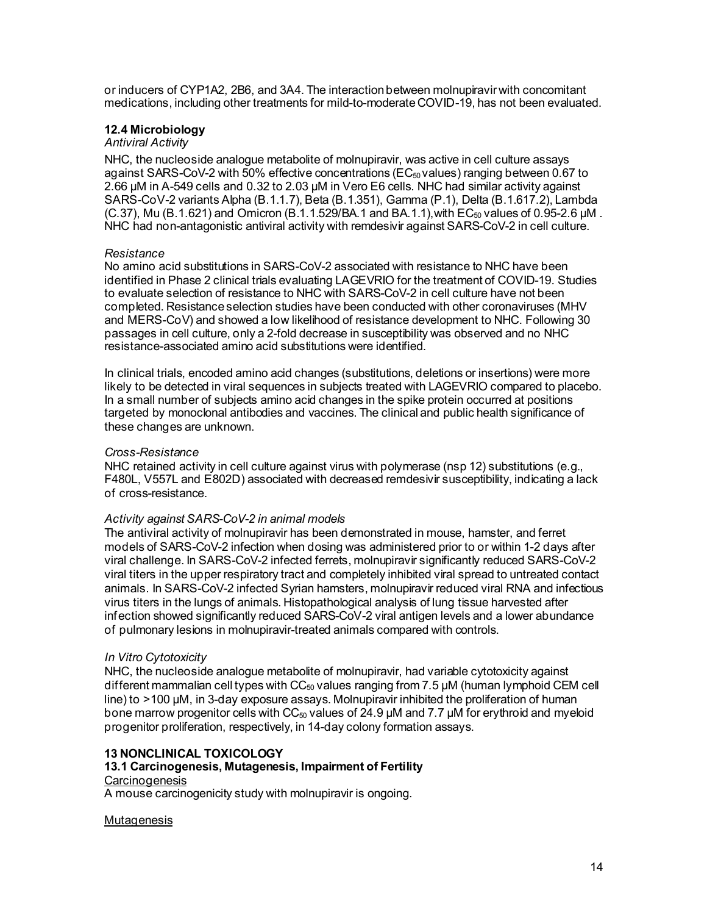or inducers of CYP1A2, 2B6, and 3A4. The interaction between molnupiravir with concomitant medications, including other treatments for mild-to-moderate COVID-19, has not been evaluated.

### 12.4 Microbiology

*Antiviral Activity*

NHC, the nucleoside analogue metabolite of molnupiravir, was active in cell culture assays against SARS-CoV-2 with 50% effective concentrations ($EC_{50}$ values) ranging between 0.67 to 2.66 µM in A-549 cells and 0.32 to 2.03 µM in Vero E6 cells. NHC had similar activity against SARS-CoV-2 variants Alpha (B.1.1.7), Beta (B.1.351), Gamma (P.1), Delta (B.1.617.2), Lambda (C.37), Mu (B.1.621) and Omicron (B.1.1.529/BA.1 and BA.1.1),with $EC_{50}$ values of 0.95-2.6 µM . NHC had non-antagonistic antiviral activity with remdesivir against SARS-CoV-2 in cell culture.

*Resistance*

No amino acid substitutions in SARS-CoV-2 associated with resistance to NHC have been identified in Phase 2 clinical trials evaluating LAGEVRIO for the treatment of COVID-19. Studies to evaluate selection of resistance to NHC with SARS-CoV-2 in cell culture have not been completed. Resistance selection studies have been conducted with other coronaviruses (MHV and MERS-CoV) and showed a low likelihood of resistance development to NHC. Following 30 passages in cell culture, only a 2-fold decrease in susceptibility was observed and no NHC resistance-associated amino acid substitutions were identified.

In clinical trials, encoded amino acid changes (substitutions, deletions or insertions) were more likely to be detected in viral sequences in subjects treated with LAGEVRIO compared to placebo. In a small number of subjects amino acid changes in the spike protein occurred at positions targeted by monoclonal antibodies and vaccines. The clinical and public health significance of these changes are unknown.

*Cross-Resistance*

NHC retained activity in cell culture against virus with polymerase (nsp 12) substitutions (e.g., F480L, V557L and E802D) associated with decreased remdesivir susceptibility, indicating a lack of cross-resistance.

*Activity against SARS-CoV-2 in animal models*

The antiviral activity of molnupiravir has been demonstrated in mouse, hamster, and ferret models of SARS-CoV-2 infection when dosing was administered prior to or within 1-2 days after viral challenge. In SARS-CoV-2 infected ferrets, molnupiravir significantly reduced SARS-CoV-2 viral titers in the upper respiratory tract and completely inhibited viral spread to untreated contact animals. In SARS-CoV-2 infected Syrian hamsters, molnupiravir reduced viral RNA and infectious virus titers in the lungs of animals. Histopathological analysis of lung tissue harvested after infection showed significantly reduced SARS-CoV-2 viral antigen levels and a lower abundance of pulmonary lesions in molnupiravir-treated animals compared with controls.

*In Vitro Cytotoxicity*

NHC, the nucleoside analogue metabolite of molnupiravir, had variable cytotoxicity against different mammalian cell types with $CC_{50}$ values ranging from 7.5 µM (human lymphoid CEM cell line) to >100 µM, in 3-day exposure assays. Molnupiravir inhibited the proliferation of human bone marrow progenitor cells with $CC_{50}$ values of 24.9 µM and 7.7 µM for erythroid and myeloid progenitor proliferation, respectively, in 14-day colony formation assays.

## 13 NONCLINICAL TOXICOLOGY

### 13.1 Carcinogenesis, Mutagenesis, Impairment of Fertility

Carcinogenesis

A mouse carcinogenicity study with molnupiravir is ongoing.

Mutagenesis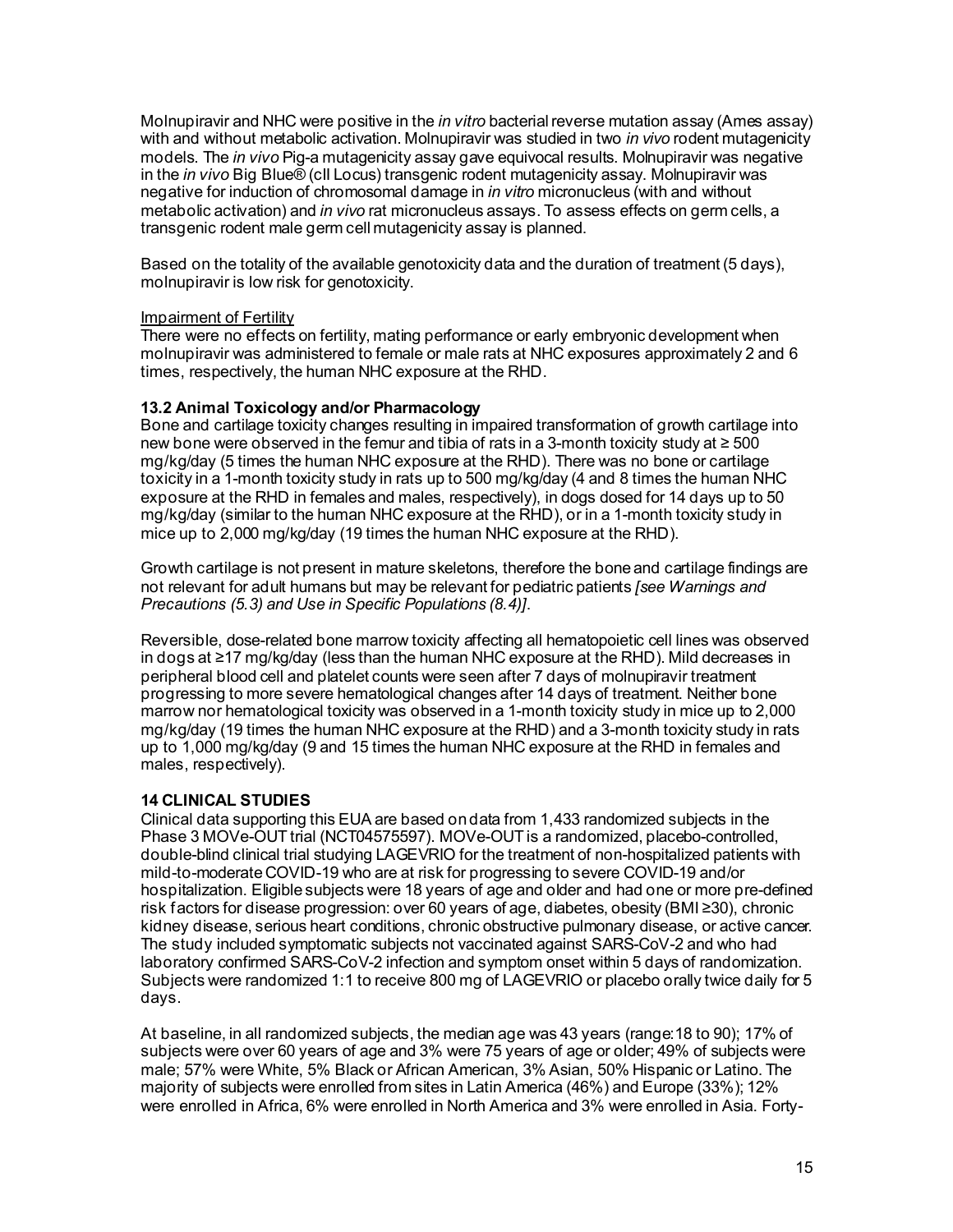Molnupiravir and NHC were positive in the *in vitro* bacterial reverse mutation assay (Ames assay) with and without metabolic activation. Molnupiravir was studied in two *in vivo* rodent mutagenicity models. The *in vivo* Pig-a mutagenicity assay gave equivocal results. Molnupiravir was negative in the *in vivo* Big Blue® (cII Locus) transgenic rodent mutagenicity assay. Molnupiravir was negative for induction of chromosomal damage in *in vitro* micronucleus (with and without metabolic activation) and *in vivo* rat micronucleus assays. To assess effects on germ cells, a transgenic rodent male germ cell mutagenicity assay is planned.

Based on the totality of the available genotoxicity data and the duration of treatment (5 days), molnupiravir is low risk for genotoxicity.

Impairment of Fertility

There were no effects on fertility, mating performance or early embryonic development when molnupiravir was administered to female or male rats at NHC exposures approximately 2 and 6 times, respectively, the human NHC exposure at the RHD.

### 13.2 Animal Toxicology and/or Pharmacology

Bone and cartilage toxicity changes resulting in impaired transformation of growth cartilage into new bone were observed in the femur and tibia of rats in a 3-month toxicity study at ≥ 500 mg/kg/day (5 times the human NHC exposure at the RHD). There was no bone or cartilage toxicity in a 1-month toxicity study in rats up to 500 mg/kg/day (4 and 8 times the human NHC exposure at the RHD in females and males, respectively), in dogs dosed for 14 days up to 50 mg/kg/day (similar to the human NHC exposure at the RHD), or in a 1-month toxicity study in mice up to 2,000 mg/kg/day (19 times the human NHC exposure at the RHD).

Growth cartilage is not present in mature skeletons, therefore the bone and cartilage findings are not relevant for adult humans but may be relevant for pediatric patients *[see Warnings and Precautions (5.3) and Use in Specific Populations (8.4)]*.

Reversible, dose-related bone marrow toxicity affecting all hematopoietic cell lines was observed in dogs at ≥17 mg/kg/day (less than the human NHC exposure at the RHD). Mild decreases in peripheral blood cell and platelet counts were seen after 7 days of molnupiravir treatment progressing to more severe hematological changes after 14 days of treatment. Neither bone marrow nor hematological toxicity was observed in a 1-month toxicity study in mice up to 2,000 mg/kg/day (19 times the human NHC exposure at the RHD) and a 3-month toxicity study in rats up to 1,000 mg/kg/day (9 and 15 times the human NHC exposure at the RHD in females and males, respectively).

## 14 CLINICAL STUDIES

Clinical data supporting this EUA are based on data from 1,433 randomized subjects in the Phase 3 MOVe-OUT trial (NCT04575597). MOVe-OUT is a randomized, placebo-controlled, double-blind clinical trial studying LAGEVRIO for the treatment of non-hospitalized patients with mild-to-moderate COVID-19 who are at risk for progressing to severe COVID-19 and/or hospitalization. Eligible subjects were 18 years of age and older and had one or more pre-defined risk factors for disease progression: over 60 years of age, diabetes, obesity (BMI ≥30), chronic kidney disease, serious heart conditions, chronic obstructive pulmonary disease, or active cancer. The study included symptomatic subjects not vaccinated against SARS-CoV-2 and who had laboratory confirmed SARS-CoV-2 infection and symptom onset within 5 days of randomization. Subjects were randomized 1:1 to receive 800 mg of LAGEVRIO or placebo orally twice daily for 5 days.

At baseline, in all randomized subjects, the median age was 43 years (range:18 to 90); 17% of subjects were over 60 years of age and 3% were 75 years of age or older; 49% of subjects were male; 57% were White, 5% Black or African American, 3% Asian, 50% Hispanic or Latino. The majority of subjects were enrolled from sites in Latin America (46%) and Europe (33%); 12% were enrolled in Africa, 6% were enrolled in North America and 3% were enrolled in Asia. Forty-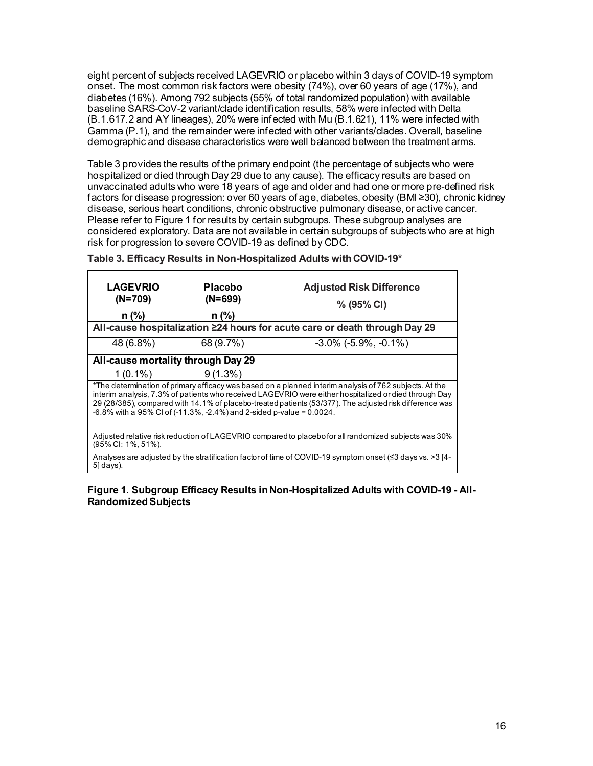eight percent of subjects received LAGEVRIO or placebo within 3 days of COVID-19 symptom onset. The most common risk factors were obesity (74%), over 60 years of age (17%), and diabetes (16%). Among 792 subjects (55% of total randomized population) with available baseline SARS-CoV-2 variant/clade identification results, 58% were infected with Delta (B.1.617.2 and AY lineages), 20% were infected with Mu (B.1.621), 11% were infected with Gamma (P.1), and the remainder were infected with other variants/clades. Overall, baseline demographic and disease characteristics were well balanced between the treatment arms.

Table 3 provides the results of the primary endpoint (the percentage of subjects who were hospitalized or died through Day 29 due to any cause). The efficacy results are based on unvaccinated adults who were 18 years of age and older and had one or more pre-defined risk factors for disease progression: over 60 years of age, diabetes, obesity (BMI ≥30), chronic kidney disease, serious heart conditions, chronic obstructive pulmonary disease, or active cancer. Please refer to Figure 1 for results by certain subgroups. These subgroup analyses are considered exploratory. Data are not available in certain subgroups of subjects who are at high risk for progression to severe COVID-19 as defined by CDC.

**Table 3. Efficacy Results in Non-Hospitalized Adults with COVID-19\***

| LAGEVRIO (N=709) n (%) | Placebo (N=699) n (%) | Adjusted Risk Difference % (95% CI) |
|---|---|---|
| **All-cause hospitalization ≥24 hours for acute care or death through Day 29** | | |
| 48 (6.8%) | 68 (9.7%) | -3.0% (-5.9%, -0.1%) |
| **All-cause mortality through Day 29** | | |
| 1 (0.1%) | 9 (1.3%) | |

\*The determination of primary efficacy was based on a planned interim analysis of 762 subjects. At the interim analysis, 7.3% of patients who received LAGEVRIO were either hospitalized or died through Day 29 (28/385), compared with 14.1% of placebo-treated patients (53/377). The adjusted risk difference was -6.8% with a 95% CI of (-11.3%, -2.4%) and 2-sided p-value = 0.0024.

Adjusted relative risk reduction of LAGEVRIO compared to placebo for all randomized subjects was 30% (95% CI: 1%, 51%).

Analyses are adjusted by the stratification factor of time of COVID-19 symptom onset (≤3 days vs. >3 [4-5] days).

**Figure 1. Subgroup Efficacy Results in Non-Hospitalized Adults with COVID-19 - All-Randomized Subjects**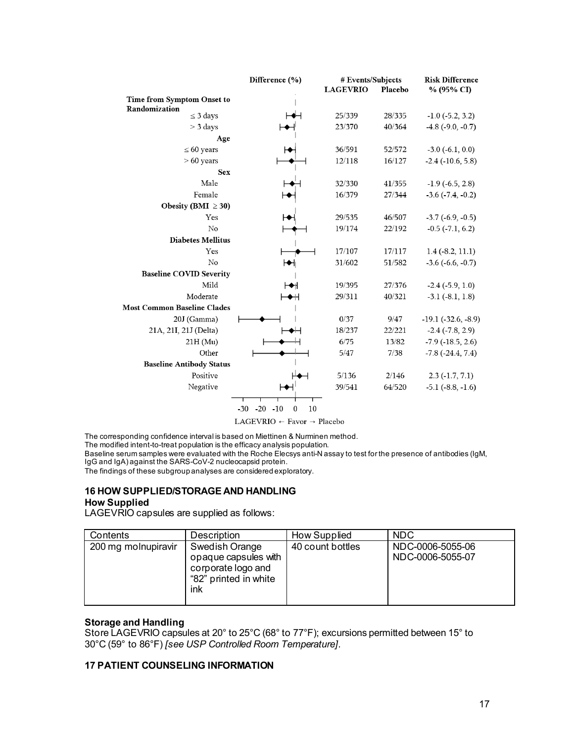| | Difference (%) | # Events/Subjects LAGEVRIO | # Events/Subjects Placebo | Risk Difference % (95% CI) |
|---|---|---|---|---|
| **Time from Symptom Onset to Randomization** | | | | |
| ≤ 3 days | | 25/339 | 28/335 | -1.0 (-5.2, 3.2) |
| > 3 days | | 23/370 | 40/364 | -4.8 (-9.0, -0.7) |
| **Age** | | | | |
| ≤ 60 years | | 36/591 | 52/572 | -3.0 (-6.1, 0.0) |
| > 60 years | | 12/118 | 16/127 | -2.4 (-10.6, 5.8) |
| **Sex** | | | | |
| Male | | 32/330 | 41/355 | -1.9 (-6.5, 2.8) |
| Female | | 16/379 | 27/344 | -3.6 (-7.4, -0.2) |
| **Obesity (BMI ≥ 30)** | | | | |
| Yes | | 29/535 | 46/507 | -3.7 (-6.9, -0.5) |
| No | | 19/174 | 22/192 | -0.5 (-7.1, 6.2) |
| **Diabetes Mellitus** | | | | |
| Yes | | 17/107 | 17/117 | 1.4 (-8.2, 11.1) |
| No | | 31/602 | 51/582 | -3.6 (-6.6, -0.7) |
| **Baseline COVID Severity** | | | | |
| Mild | | 19/395 | 27/376 | -2.4 (-5.9, 1.0) |
| Moderate | | 29/311 | 40/321 | -3.1 (-8.1, 1.8) |
| **Most Common Baseline Clades** | | | | |
| 20J (Gamma) | | 0/37 | 9/47 | -19.1 (-32.6, -8.9) |
| 21A, 21I, 21J (Delta) | | 18/237 | 22/221 | -2.4 (-7.8, 2.9) |
| 21H (Mu) | | 6/75 | 13/82 | -7.9 (-18.5, 2.6) |
| Other | | 5/47 | 7/38 | -7.8 (-24.4, 7.4) |
| **Baseline Antibody Status** | | | | |
| Positive | | 5/136 | 2/146 | 2.3 (-1.7, 7.1) |
| Negative | | 39/541 | 64/520 | -5.1 (-8.8, -1.6) |

LAGEVRIO ← Favor → Placebo

The corresponding confidence interval is based on Miettinen & Nurminen method.
The modified intent-to-treat population is the efficacy analysis population.
Baseline serum samples were evaluated with the Roche Elecsys anti-N assay to test for the presence of antibodies (IgM, IgG and IgA) against the SARS-CoV-2 nucleocapsid protein.
The findings of these subgroup analyses are considered exploratory.

## 16 HOW SUPPLIED/STORAGE AND HANDLING

### How Supplied

LAGEVRIO capsules are supplied as follows:

| Contents | Description | How Supplied | NDC |
|---|---|---|---|
| 200 mg molnupiravir | Swedish Orange opaque capsules with corporate logo and "82" printed in white ink | 40 count bottles | NDC-0006-5055-06<br>NDC-0006-5055-07 |

### Storage and Handling

Store LAGEVRIO capsules at 20° to 25°C (68° to 77°F); excursions permitted between 15° to 30°C (59° to 86°F) *[see USP Controlled Room Temperature]*.

## 17 PATIENT COUNSELING INFORMATION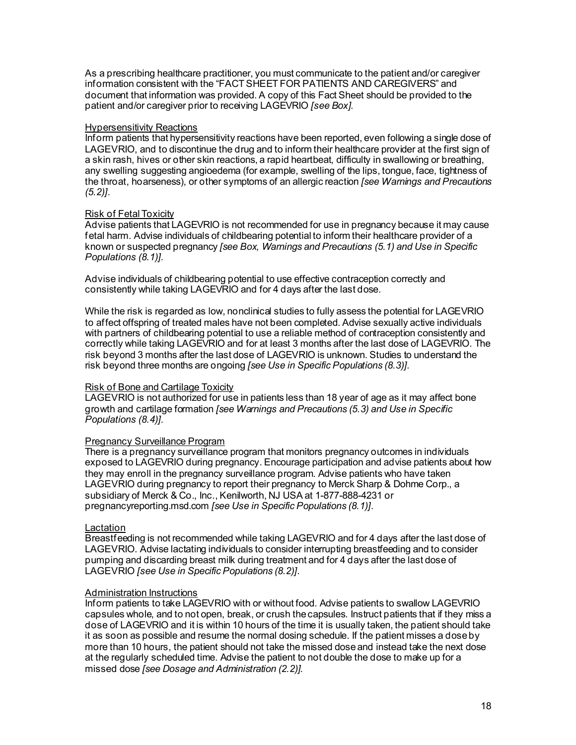As a prescribing healthcare practitioner, you must communicate to the patient and/or caregiver information consistent with the "FACT SHEET FOR PATIENTS AND CAREGIVERS" and document that information was provided. A copy of this Fact Sheet should be provided to the patient and/or caregiver prior to receiving LAGEVRIO *[see Box]*.

Hypersensitivity Reactions

Inform patients that hypersensitivity reactions have been reported, even following a single dose of LAGEVRIO, and to discontinue the drug and to inform their healthcare provider at the first sign of a skin rash, hives or other skin reactions, a rapid heartbeat, difficulty in swallowing or breathing, any swelling suggesting angioedema (for example, swelling of the lips, tongue, face, tightness of the throat, hoarseness), or other symptoms of an allergic reaction *[see Warnings and Precautions (5.2)]*.

Risk of Fetal Toxicity

Advise patients that LAGEVRIO is not recommended for use in pregnancy because it may cause fetal harm. Advise individuals of childbearing potential to inform their healthcare provider of a known or suspected pregnancy *[see Box, Warnings and Precautions (5.1) and Use in Specific Populations (8.1)].*

Advise individuals of childbearing potential to use effective contraception correctly and consistently while taking LAGEVRIO and for 4 days after the last dose.

While the risk is regarded as low, nonclinical studies to fully assess the potential for LAGEVRIO to affect offspring of treated males have not been completed. Advise sexually active individuals with partners of childbearing potential to use a reliable method of contraception consistently and correctly while taking LAGEVRIO and for at least 3 months after the last dose of LAGEVRIO. The risk beyond 3 months after the last dose of LAGEVRIO is unknown. Studies to understand the risk beyond three months are ongoing *[see Use in Specific Populations (8.3)].*

Risk of Bone and Cartilage Toxicity

LAGEVRIO is not authorized for use in patients less than 18 year of age as it may affect bone growth and cartilage formation *[see Warnings and Precautions (5.3) and Use in Specific Populations (8.4)]*.

Pregnancy Surveillance Program

There is a pregnancy surveillance program that monitors pregnancy outcomes in individuals exposed to LAGEVRIO during pregnancy. Encourage participation and advise patients about how they may enroll in the pregnancy surveillance program. Advise patients who have taken LAGEVRIO during pregnancy to report their pregnancy to Merck Sharp & Dohme Corp., a subsidiary of Merck & Co., Inc., Kenilworth, NJ USA at 1-877-888-4231 or pregnancyreporting.msd.com *[see Use in Specific Populations (8.1)]*.

Lactation

Breastfeeding is not recommended while taking LAGEVRIO and for 4 days after the last dose of LAGEVRIO. Advise lactating individuals to consider interrupting breastfeeding and to consider pumping and discarding breast milk during treatment and for 4 days after the last dose of LAGEVRIO *[see Use in Specific Populations (8.2)]*.

Administration Instructions

Inform patients to take LAGEVRIO with or without food. Advise patients to swallow LAGEVRIO capsules whole, and to not open, break, or crush the capsules. Instruct patients that if they miss a dose of LAGEVRIO and it is within 10 hours of the time it is usually taken, the patient should take it as soon as possible and resume the normal dosing schedule. If the patient misses a dose by more than 10 hours, the patient should not take the missed dose and instead take the next dose at the regularly scheduled time. Advise the patient to not double the dose to make up for a missed dose *[see Dosage and Administration (2.2)]*.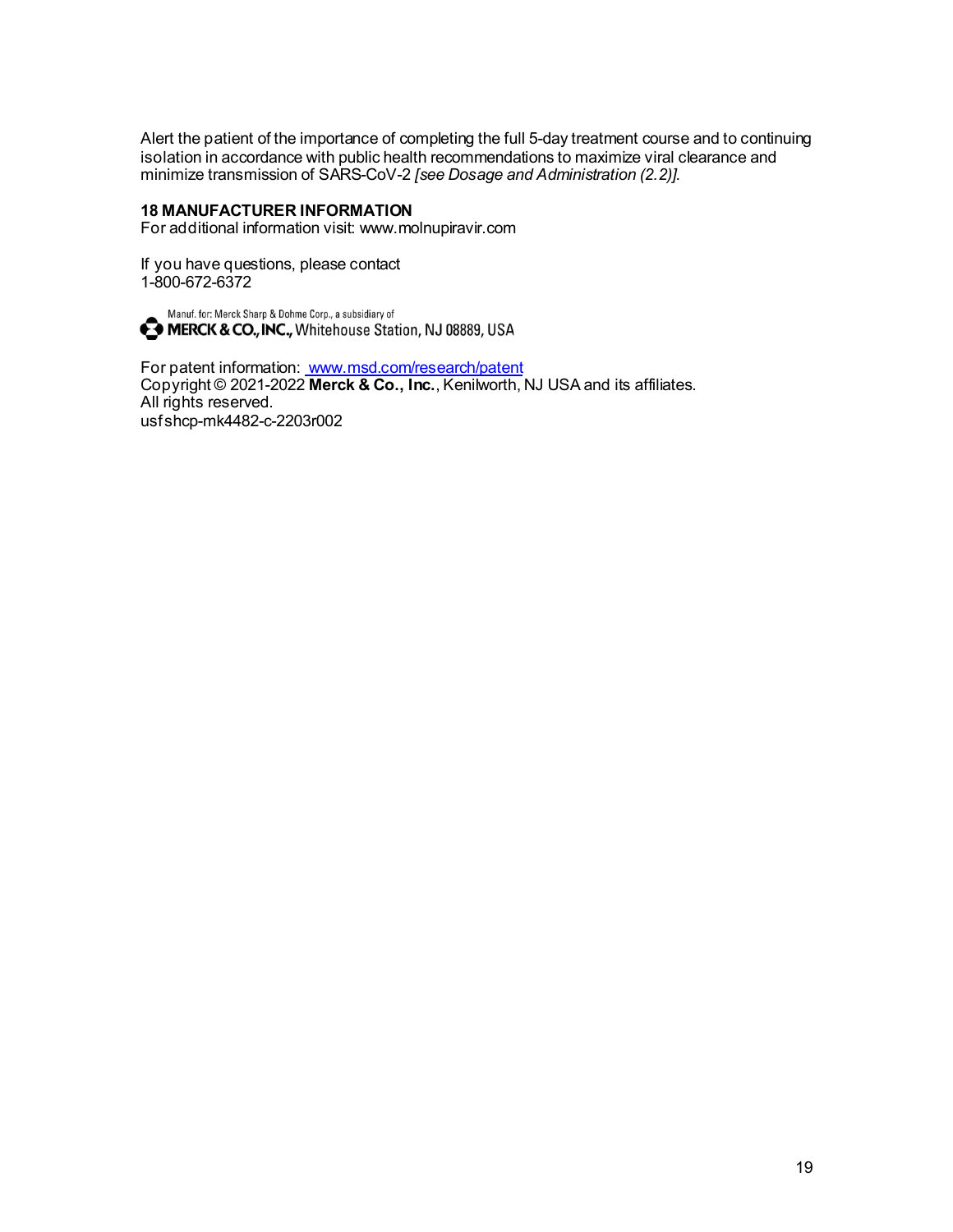Alert the patient of the importance of completing the full 5-day treatment course and to continuing isolation in accordance with public health recommendations to maximize viral clearance and minimize transmission of SARS-CoV-2 *[see Dosage and Administration (2.2)]*.

**18 MANUFACTURER INFORMATION**

For additional information visit: www.molnupiravir.com

If you have questions, please contact
1-800-672-6372

Manuf. for: Merck Sharp & Dohme Corp., a subsidiary of
**MERCK & CO., INC.,** Whitehouse Station, NJ 08889, USA

For patent information: www.msd.com/research/patent
Copyright © 2021-2022 **Merck & Co., Inc.**, Kenilworth, NJ USA and its affiliates.
All rights reserved.
usfshcp-mk4482-c-2203r002